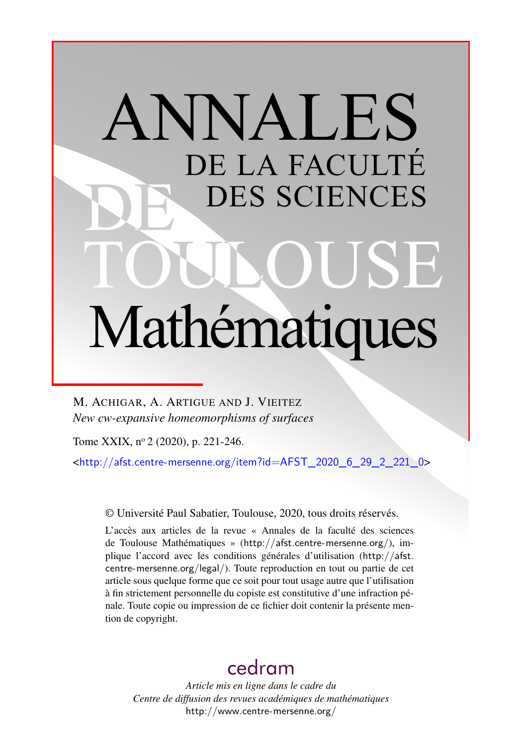# ANNALES DE LA FACULTÉ DES SCIENCES DE TOULOUSE Mathématiques

M. ACHIGAR, A. ARTIGUE AND J. VIEITEZ

*New cw-expansive homeomorphisms of surfaces*

Tome XXIX, nº 2 (2020), p. 221-246.

<http://afst.centre-mersenne.org/item?id=AFST_2020_6_29_2_221_0>

© Université Paul Sabatier, Toulouse, 2020, tous droits réservés.

L'accès aux articles de la revue « Annales de la faculté des sciences de Toulouse Mathématiques » (http://afst.centre-mersenne.org/), implique l'accord avec les conditions générales d'utilisation (http://afst.centre-mersenne.org/legal/). Toute reproduction en tout ou partie de cet article sous quelque forme que ce soit pour tout usage autre que l'utilisation à fin strictement personnelle du copiste est constitutive d'une infraction pénale. Toute copie ou impression de ce fichier doit contenir la présente mention de copyright.

cedram

*Article mis en ligne dans le cadre du Centre de diffusion des revues académiques de mathématiques*

http://www.centre-mersenne.org/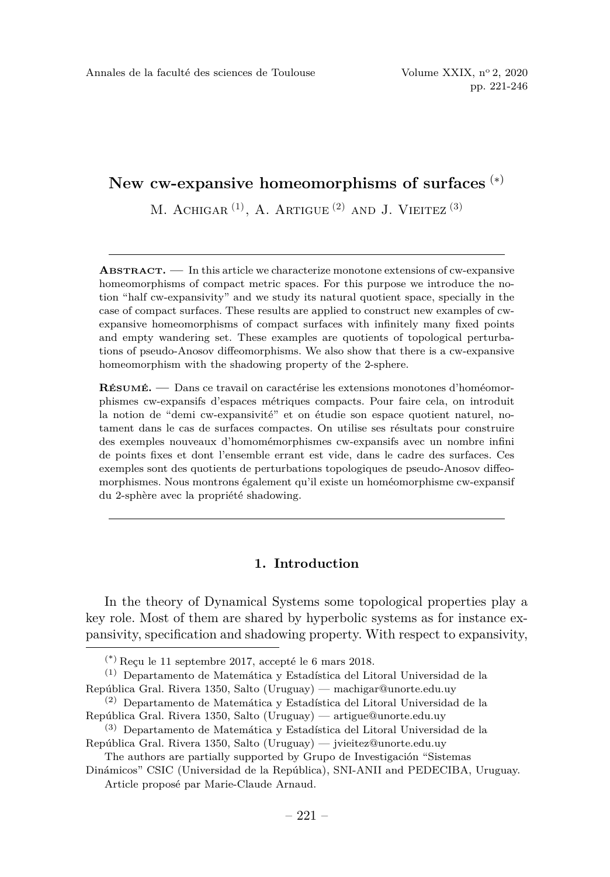# New cw-expansive homeomorphisms of surfaces [(*)]

M. Achigar [(1)], A. Artigue [(2)] and J. Vieitez [(3)]

---

**Abstract.** — In this article we characterize monotone extensions of cw-expansive homeomorphisms of compact metric spaces. For this purpose we introduce the notion "half cw-expansivity" and we study its natural quotient space, specially in the case of compact surfaces. These results are applied to construct new examples of cw-expansive homeomorphisms of compact surfaces with infinitely many fixed points and empty wandering set. These examples are quotients of topological perturbations of pseudo-Anosov diffeomorphisms. We also show that there is a cw-expansive homeomorphism with the shadowing property of the 2-sphere.

**Résumé.** — Dans ce travail on caractérise les extensions monotones d'homéomorphismes cw-expansifs d'espaces métriques compacts. Pour faire cela, on introduit la notion de "demi cw-expansivité" et on étudie son espace quotient naturel, notament dans le cas de surfaces compactes. On utilise ses résultats pour construire des exemples nouveaux d'homomémorphismes cw-expansifs avec un nombre infini de points fixes et dont l'ensemble errant est vide, dans le cadre des surfaces. Ces exemples sont des quotients de perturbations topologiques de pseudo-Anosov diffeomorphismes. Nous montrons également qu'il existe un homéomorphisme cw-expansif du 2-sphère avec la propriété shadowing.

---

## 1. Introduction

In the theory of Dynamical Systems some topological properties play a key role. Most of them are shared by hyperbolic systems as for instance expansivity, specification and shadowing property. With respect to expansivity,

---

[(*)] Reçu le 11 septembre 2017, accepté le 6 mars 2018.

[(1)] Departamento de Matemática y Estadística del Litoral Universidad de la República Gral. Rivera 1350, Salto (Uruguay) — machigar@unorte.edu.uy

[(2)] Departamento de Matemática y Estadística del Litoral Universidad de la República Gral. Rivera 1350, Salto (Uruguay) — artigue@unorte.edu.uy

[(3)] Departamento de Matemática y Estadística del Litoral Universidad de la República Gral. Rivera 1350, Salto (Uruguay) — jvieitez@unorte.edu.uy

The authors are partially supported by Grupo de Investigación "Sistemas Dinámicos" CSIC (Universidad de la República), SNI-ANII and PEDECIBA, Uruguay.

Article proposé par Marie-Claude Arnaud.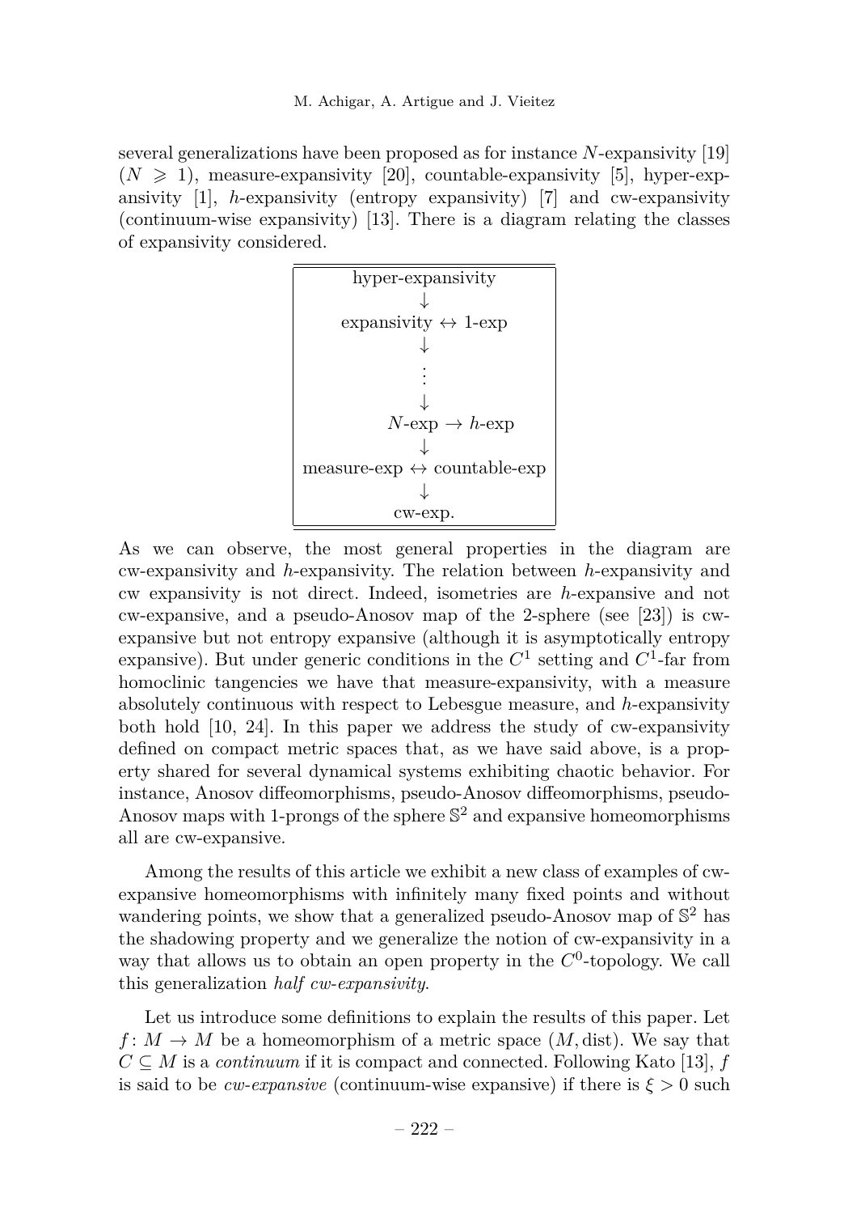several generalizations have been proposed as for instance $N$-expansivity [19] ($N \geqslant 1$), measure-expansivity [20], countable-expansivity [5], hyper-expansivity [1], $h$-expansivity (entropy expansivity) [7] and cw-expansivity (continuum-wise expansivity) [13]. There is a diagram relating the classes of expansivity considered.

$$
\begin{array}{c}
\text{hyper-expansivity} \\
\downarrow \\
\text{expansivity} \leftrightarrow \text{1-exp} \\
\downarrow \\
\vdots \\
\downarrow \\
N\text{-exp} \rightarrow h\text{-exp} \\
\downarrow \\
\text{measure-exp} \leftrightarrow \text{countable-exp} \\
\downarrow \\
\text{cw-exp.}
\end{array}
$$

As we can observe, the most general properties in the diagram are cw-expansivity and $h$-expansivity. The relation between $h$-expansivity and cw expansivity is not direct. Indeed, isometries are $h$-expansive and not cw-expansive, and a pseudo-Anosov map of the 2-sphere (see [23]) is cw-expansive but not entropy expansive (although it is asymptotically entropy expansive). But under generic conditions in the $C^1$ setting and $C^1$-far from homoclinic tangencies we have that measure-expansivity, with a measure absolutely continuous with respect to Lebesgue measure, and $h$-expansivity both hold [10, 24]. In this paper we address the study of cw-expansivity defined on compact metric spaces that, as we have said above, is a property shared for several dynamical systems exhibiting chaotic behavior. For instance, Anosov diffeomorphisms, pseudo-Anosov diffeomorphisms, pseudo-Anosov maps with 1-prongs of the sphere $\mathbb{S}^2$ and expansive homeomorphisms all are cw-expansive.

Among the results of this article we exhibit a new class of examples of cw-expansive homeomorphisms with infinitely many fixed points and without wandering points, we show that a generalized pseudo-Anosov map of $\mathbb{S}^2$ has the shadowing property and we generalize the notion of cw-expansivity in a way that allows us to obtain an open property in the $C^0$-topology. We call this generalization *half cw-expansivity*.

Let us introduce some definitions to explain the results of this paper. Let $f\colon M \to M$ be a homeomorphism of a metric space $(M, \mathrm{dist})$. We say that $C \subseteq M$ is a *continuum* if it is compact and connected. Following Kato [13], $f$ is said to be *cw-expansive* (continuum-wise expansive) if there is $\xi > 0$ such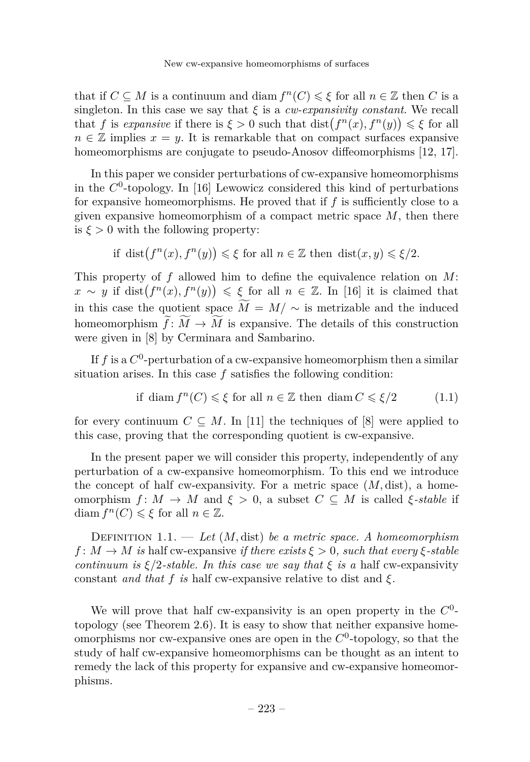that if $C \subseteq M$ is a continuum and $\operatorname{diam} f^n(C) \leqslant \xi$ for all $n \in \mathbb{Z}$ then $C$ is a singleton. In this case we say that $\xi$ is a *cw-expansivity constant*. We recall that $f$ is *expansive* if there is $\xi > 0$ such that $\operatorname{dist}\big(f^n(x), f^n(y)\big) \leqslant \xi$ for all $n \in \mathbb{Z}$ implies $x = y$. It is remarkable that on compact surfaces expansive homeomorphisms are conjugate to pseudo-Anosov diffeomorphisms [12, 17].

In this paper we consider perturbations of cw-expansive homeomorphisms in the $C^0$-topology. In [16] Lewowicz considered this kind of perturbations for expansive homeomorphisms. He proved that if $f$ is sufficiently close to a given expansive homeomorphism of a compact metric space $M$, then there is $\xi > 0$ with the following property:

$$\text{if } \operatorname{dist}\big(f^n(x), f^n(y)\big) \leqslant \xi \text{ for all } n \in \mathbb{Z} \text{ then } \operatorname{dist}(x, y) \leqslant \xi/2.$$

This property of $f$ allowed him to define the equivalence relation on $M$: $x \sim y$ if $\operatorname{dist}\big(f^n(x), f^n(y)\big) \leqslant \xi$ for all $n \in \mathbb{Z}$. In [16] it is claimed that in this case the quotient space $\widetilde{M} = M/\sim$ is metrizable and the induced homeomorphism $\widetilde{f} \colon \widetilde{M} \to \widetilde{M}$ is expansive. The details of this construction were given in [8] by Cerminara and Sambarino.

If $f$ is a $C^0$-perturbation of a cw-expansive homeomorphism then a similar situation arises. In this case $f$ satisfies the following condition:

$$\text{if } \operatorname{diam} f^n(C) \leqslant \xi \text{ for all } n \in \mathbb{Z} \text{ then } \operatorname{diam} C \leqslant \xi/2 \tag{1.1}$$

for every continuum $C \subseteq M$. In [11] the techniques of [8] were applied to this case, proving that the corresponding quotient is cw-expansive.

In the present paper we will consider this property, independently of any perturbation of a cw-expansive homeomorphism. To this end we introduce the concept of half cw-expansivity. For a metric space $(M, \operatorname{dist})$, a homeomorphism $f \colon M \to M$ and $\xi > 0$, a subset $C \subseteq M$ is called *$\xi$-stable* if $\operatorname{diam} f^n(C) \leqslant \xi$ for all $n \in \mathbb{Z}$.

Definition 1.1. — *Let $(M, \operatorname{dist})$ be a metric space. A homeomorphism $f \colon M \to M$ is* half cw-expansive *if there exists $\xi > 0$, such that every $\xi$-stable continuum is $\xi/2$-stable. In this case we say that $\xi$ is a* half cw-expansivity constant *and that $f$ is* half cw-expansive relative to dist and $\xi$.

We will prove that half cw-expansivity is an open property in the $C^0$-topology (see Theorem 2.6). It is easy to show that neither expansive homeomorphisms nor cw-expansive ones are open in the $C^0$-topology, so that the study of half cw-expansive homeomorphisms can be thought as an intent to remedy the lack of this property for expansive and cw-expansive homeomorphisms.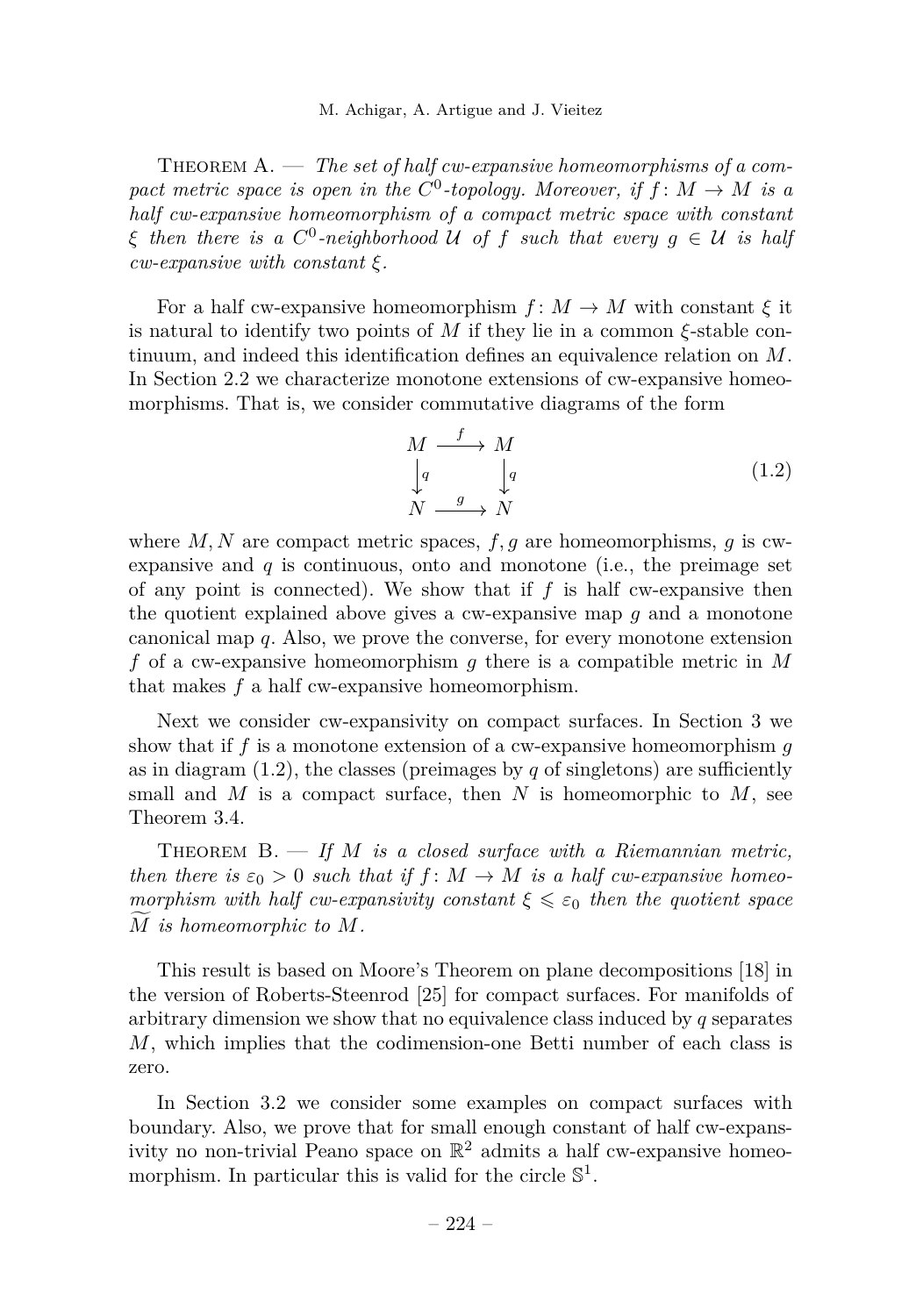Theorem A. — *The set of half cw-expansive homeomorphisms of a compact metric space is open in the $C^0$-topology. Moreover, if $f\colon M \to M$ is a half cw-expansive homeomorphism of a compact metric space with constant $\xi$ then there is a $C^0$-neighborhood $\mathcal{U}$ of $f$ such that every $g \in \mathcal{U}$ is half cw-expansive with constant $\xi$.*

For a half cw-expansive homeomorphism $f\colon M \to M$ with constant $\xi$ it is natural to identify two points of $M$ if they lie in a common $\xi$-stable continuum, and indeed this identification defines an equivalence relation on $M$. In Section 2.2 we characterize monotone extensions of cw-expansive homeomorphisms. That is, we consider commutative diagrams of the form

$$\begin{array}{ccc} M & \xrightarrow{\ f\ } & M \\ \downarrow{\scriptstyle q} & & \downarrow{\scriptstyle q} \\ N & \xrightarrow{\ g\ } & N \end{array} \tag{1.2}$$

where $M, N$ are compact metric spaces, $f, g$ are homeomorphisms, $g$ is cw-expansive and $q$ is continuous, onto and monotone (i.e., the preimage set of any point is connected). We show that if $f$ is half cw-expansive then the quotient explained above gives a cw-expansive map $g$ and a monotone canonical map $q$. Also, we prove the converse, for every monotone extension $f$ of a cw-expansive homeomorphism $g$ there is a compatible metric in $M$ that makes $f$ a half cw-expansive homeomorphism.

Next we consider cw-expansivity on compact surfaces. In Section 3 we show that if $f$ is a monotone extension of a cw-expansive homeomorphism $g$ as in diagram (1.2), the classes (preimages by $q$ of singletons) are sufficiently small and $M$ is a compact surface, then $N$ is homeomorphic to $M$, see Theorem 3.4.

Theorem B. — *If $M$ is a closed surface with a Riemannian metric, then there is $\varepsilon_0 > 0$ such that if $f\colon M \to M$ is a half cw-expansive homeomorphism with half cw-expansivity constant $\xi \leqslant \varepsilon_0$ then the quotient space $\widetilde{M}$ is homeomorphic to $M$.*

This result is based on Moore's Theorem on plane decompositions [18] in the version of Roberts-Steenrod [25] for compact surfaces. For manifolds of arbitrary dimension we show that no equivalence class induced by $q$ separates $M$, which implies that the codimension-one Betti number of each class is zero.

In Section 3.2 we consider some examples on compact surfaces with boundary. Also, we prove that for small enough constant of half cw-expansivity no non-trivial Peano space on $\mathbb{R}^2$ admits a half cw-expansive homeomorphism. In particular this is valid for the circle $\mathbb{S}^1$.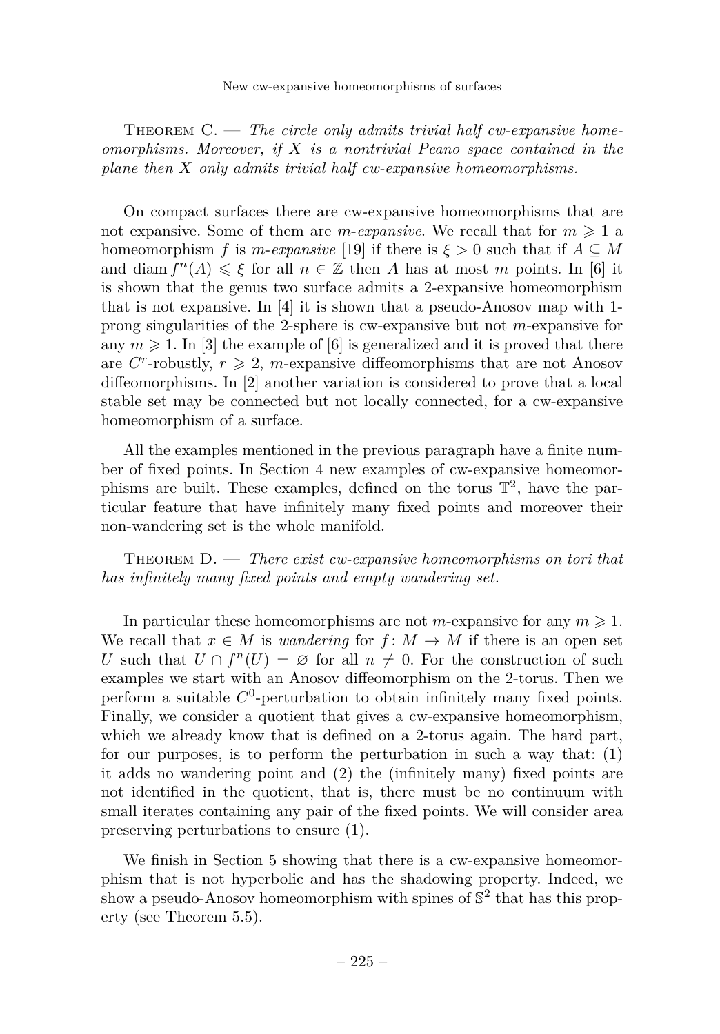Theorem C. — *The circle only admits trivial half cw-expansive homeomorphisms. Moreover, if $X$ is a nontrivial Peano space contained in the plane then $X$ only admits trivial half cw-expansive homeomorphisms.*

On compact surfaces there are cw-expansive homeomorphisms that are not expansive. Some of them are *$m$-expansive*. We recall that for $m \geqslant 1$ a homeomorphism $f$ is *$m$-expansive* [19] if there is $\xi > 0$ such that if $A \subseteq M$ and $\operatorname{diam} f^n(A) \leqslant \xi$ for all $n \in \mathbb{Z}$ then $A$ has at most $m$ points. In [6] it is shown that the genus two surface admits a 2-expansive homeomorphism that is not expansive. In [4] it is shown that a pseudo-Anosov map with 1-prong singularities of the 2-sphere is cw-expansive but not $m$-expansive for any $m \geqslant 1$. In [3] the example of [6] is generalized and it is proved that there are $C^r$-robustly, $r \geqslant 2$, $m$-expansive diffeomorphisms that are not Anosov diffeomorphisms. In [2] another variation is considered to prove that a local stable set may be connected but not locally connected, for a cw-expansive homeomorphism of a surface.

All the examples mentioned in the previous paragraph have a finite number of fixed points. In Section 4 new examples of cw-expansive homeomorphisms are built. These examples, defined on the torus $\mathbb{T}^2$, have the particular feature that have infinitely many fixed points and moreover their non-wandering set is the whole manifold.

Theorem D. — *There exist cw-expansive homeomorphisms on tori that has infinitely many fixed points and empty wandering set.*

In particular these homeomorphisms are not $m$-expansive for any $m \geqslant 1$. We recall that $x \in M$ is *wandering* for $f\colon M \to M$ if there is an open set $U$ such that $U \cap f^n(U) = \varnothing$ for all $n \neq 0$. For the construction of such examples we start with an Anosov diffeomorphism on the 2-torus. Then we perform a suitable $C^0$-perturbation to obtain infinitely many fixed points. Finally, we consider a quotient that gives a cw-expansive homeomorphism, which we already know that is defined on a 2-torus again. The hard part, for our purposes, is to perform the perturbation in such a way that: (1) it adds no wandering point and (2) the (infinitely many) fixed points are not identified in the quotient, that is, there must be no continuum with small iterates containing any pair of the fixed points. We will consider area preserving perturbations to ensure (1).

We finish in Section 5 showing that there is a cw-expansive homeomorphism that is not hyperbolic and has the shadowing property. Indeed, we show a pseudo-Anosov homeomorphism with spines of $\mathbb{S}^2$ that has this property (see Theorem 5.5).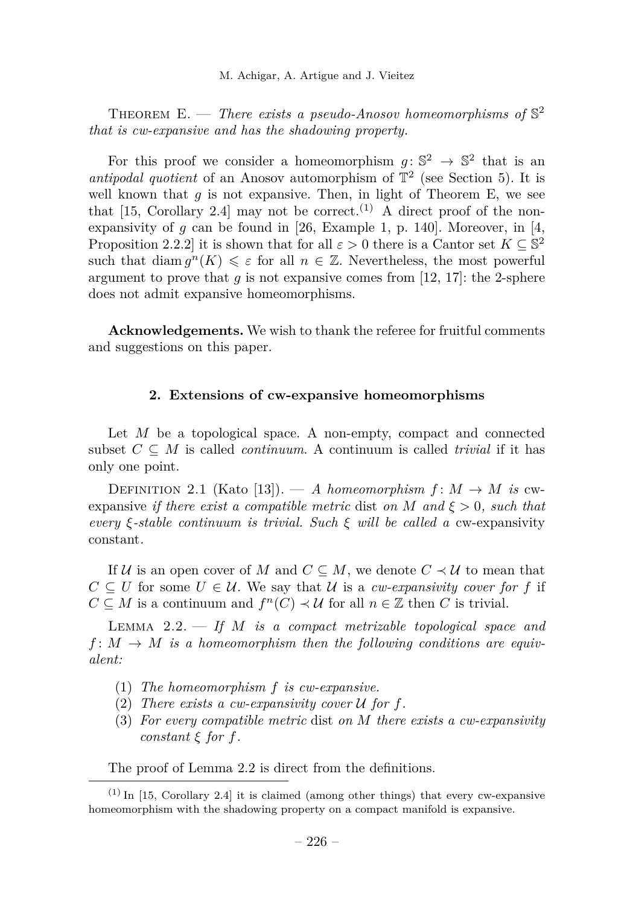Theorem E. — *There exists a pseudo-Anosov homeomorphisms of $\mathbb{S}^2$ that is cw-expansive and has the shadowing property.*

For this proof we consider a homeomorphism $g\colon \mathbb{S}^2 \to \mathbb{S}^2$ that is an *antipodal quotient* of an Anosov automorphism of $\mathbb{T}^2$ (see Section 5). It is well known that $g$ is not expansive. Then, in light of Theorem E, we see that [15, Corollary 2.4] may not be correct.[1] A direct proof of the non-expansivity of $g$ can be found in [26, Example 1, p. 140]. Moreover, in [4, Proposition 2.2.2] it is shown that for all $\varepsilon > 0$ there is a Cantor set $K \subseteq \mathbb{S}^2$ such that $\operatorname{diam} g^n(K) \leqslant \varepsilon$ for all $n \in \mathbb{Z}$. Nevertheless, the most powerful argument to prove that $g$ is not expansive comes from [12, 17]: the 2-sphere does not admit expansive homeomorphisms.

**Acknowledgements.** We wish to thank the referee for fruitful comments and suggestions on this paper.

## 2. Extensions of cw-expansive homeomorphisms

Let $M$ be a topological space. A non-empty, compact and connected subset $C \subseteq M$ is called *continuum*. A continuum is called *trivial* if it has only one point.

Definition 2.1 (Kato [13]). — *A homeomorphism $f\colon M \to M$ is* cw-expansive *if there exist a compatible metric* dist *on $M$ and $\xi > 0$, such that every $\xi$-stable continuum is trivial. Such $\xi$ will be called a* cw-expansivity constant*.*

If $\mathcal{U}$ is an open cover of $M$ and $C \subseteq M$, we denote $C \prec \mathcal{U}$ to mean that $C \subseteq U$ for some $U \in \mathcal{U}$. We say that $\mathcal{U}$ is a *cw-expansivity cover for $f$* if $C \subseteq M$ is a continuum and $f^n(C) \prec \mathcal{U}$ for all $n \in \mathbb{Z}$ then $C$ is trivial.

Lemma 2.2. — *If $M$ is a compact metrizable topological space and $f\colon M \to M$ is a homeomorphism then the following conditions are equivalent:*

1. *The homeomorphism $f$ is cw-expansive.*
2. *There exists a cw-expansivity cover $\mathcal{U}$ for $f$.*
3. *For every compatible metric* dist *on $M$ there exists a cw-expansivity constant $\xi$ for $f$.*

The proof of Lemma 2.2 is direct from the definitions.

---

[1] In [15, Corollary 2.4] it is claimed (among other things) that every cw-expansive homeomorphism with the shadowing property on a compact manifold is expansive.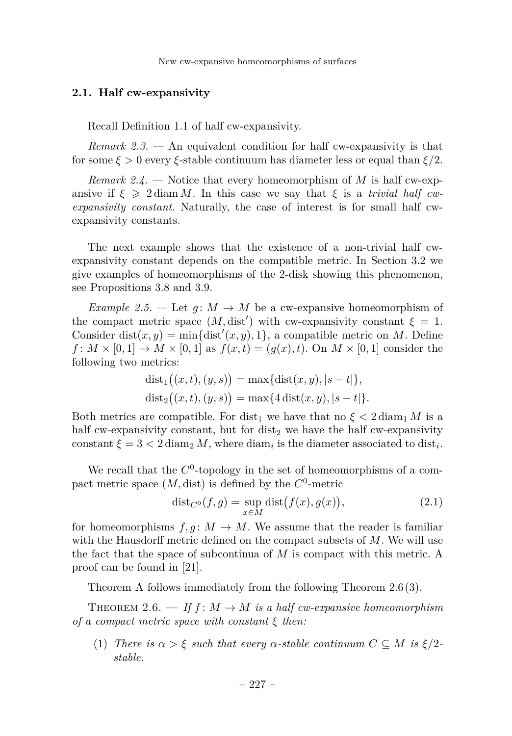## 2.1. Half cw-expansivity

Recall Definition 1.1 of half cw-expansivity.

*Remark 2.3.* — An equivalent condition for half cw-expansivity is that for some $\xi > 0$ every $\xi$-stable continuum has diameter less or equal than $\xi/2$.

*Remark 2.4.* — Notice that every homeomorphism of $M$ is half cw-expansive if $\xi \geqslant 2\operatorname{diam} M$. In this case we say that $\xi$ is a *trivial half cw-expansivity constant*. Naturally, the case of interest is for small half cw-expansivity constants.

The next example shows that the existence of a non-trivial half cw-expansivity constant depends on the compatible metric. In Section 3.2 we give examples of homeomorphisms of the 2-disk showing this phenomenon, see Propositions 3.8 and 3.9.

*Example 2.5.* — Let $g\colon M \to M$ be a cw-expansive homeomorphism of the compact metric space $(M, \operatorname{dist}')$ with cw-expansivity constant $\xi = 1$. Consider $\operatorname{dist}(x, y) = \min\{\operatorname{dist}'(x, y), 1\}$, a compatible metric on $M$. Define $f\colon M \times [0, 1] \to M \times [0, 1]$ as $f(x, t) = (g(x), t)$. On $M \times [0, 1]$ consider the following two metrics:

$$\operatorname{dist}_1\big((x, t), (y, s)\big) = \max\{\operatorname{dist}(x, y), |s - t|\},$$
$$\operatorname{dist}_2\big((x, t), (y, s)\big) = \max\{4\operatorname{dist}(x, y), |s - t|\}.$$

Both metrics are compatible. For $\operatorname{dist}_1$ we have that no $\xi < 2\operatorname{diam}_1 M$ is a half cw-expansivity constant, but for $\operatorname{dist}_2$ we have the half cw-expansivity constant $\xi = 3 < 2\operatorname{diam}_2 M$, where $\operatorname{diam}_i$ is the diameter associated to $\operatorname{dist}_i$.

We recall that the $C^0$-topology in the set of homeomorphisms of a compact metric space $(M, \operatorname{dist})$ is defined by the $C^0$-metric

$$\operatorname{dist}_{C^0}(f, g) = \sup_{x \in M} \operatorname{dist}\big(f(x), g(x)\big), \tag{2.1}$$

for homeomorphisms $f, g\colon M \to M$. We assume that the reader is familiar with the Hausdorff metric defined on the compact subsets of $M$. We will use the fact that the space of subcontinua of $M$ is compact with this metric. A proof can be found in [21].

Theorem A follows immediately from the following Theorem 2.6 (3).

Theorem 2.6. — *If $f\colon M \to M$ is a half cw-expansive homeomorphism of a compact metric space with constant $\xi$ then:*

(1) *There is $\alpha > \xi$ such that every $\alpha$-stable continuum $C \subseteq M$ is $\xi/2$-stable.*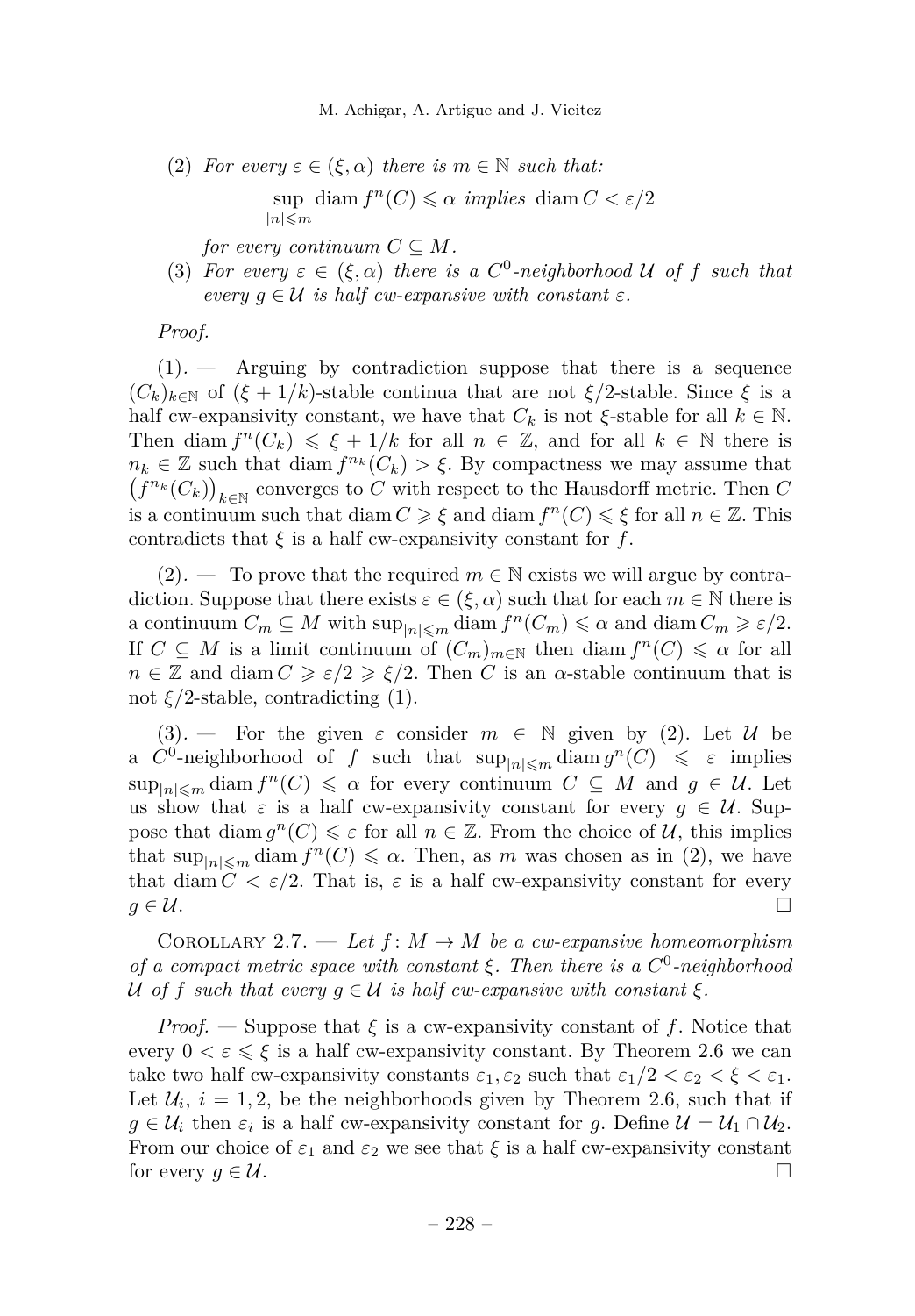(2) *For every $\varepsilon \in (\xi, \alpha)$ there is $m \in \mathbb{N}$ such that:*

$$\sup_{|n| \leqslant m} \operatorname{diam} f^n(C) \leqslant \alpha \text{ implies } \operatorname{diam} C < \varepsilon/2$$

*for every continuum $C \subseteq M$.*

(3) *For every $\varepsilon \in (\xi, \alpha)$ there is a $C^0$-neighborhood $\mathcal{U}$ of $f$ such that every $g \in \mathcal{U}$ is half cw-expansive with constant $\varepsilon$.*

*Proof.*

(1). — Arguing by contradiction suppose that there is a sequence $(C_k)_{k\in\mathbb{N}}$ of $(\xi + 1/k)$-stable continua that are not $\xi/2$-stable. Since $\xi$ is a half cw-expansivity constant, we have that $C_k$ is not $\xi$-stable for all $k \in \mathbb{N}$. Then $\operatorname{diam} f^n(C_k) \leqslant \xi + 1/k$ for all $n \in \mathbb{Z}$, and for all $k \in \mathbb{N}$ there is $n_k \in \mathbb{Z}$ such that $\operatorname{diam} f^{n_k}(C_k) > \xi$. By compactness we may assume that $\left(f^{n_k}(C_k)\right)_{k\in\mathbb{N}}$ converges to $C$ with respect to the Hausdorff metric. Then $C$ is a continuum such that $\operatorname{diam} C \geqslant \xi$ and $\operatorname{diam} f^n(C) \leqslant \xi$ for all $n \in \mathbb{Z}$. This contradicts that $\xi$ is a half cw-expansivity constant for $f$.

(2). — To prove that the required $m \in \mathbb{N}$ exists we will argue by contradiction. Suppose that there exists $\varepsilon \in (\xi, \alpha)$ such that for each $m \in \mathbb{N}$ there is a continuum $C_m \subseteq M$ with $\sup_{|n|\leqslant m} \operatorname{diam} f^n(C_m) \leqslant \alpha$ and $\operatorname{diam} C_m \geqslant \varepsilon/2$. If $C \subseteq M$ is a limit continuum of $(C_m)_{m\in\mathbb{N}}$ then $\operatorname{diam} f^n(C) \leqslant \alpha$ for all $n \in \mathbb{Z}$ and $\operatorname{diam} C \geqslant \varepsilon/2 \geqslant \xi/2$. Then $C$ is an $\alpha$-stable continuum that is not $\xi/2$-stable, contradicting (1).

(3). — For the given $\varepsilon$ consider $m \in \mathbb{N}$ given by (2). Let $\mathcal{U}$ be a $C^0$-neighborhood of $f$ such that $\sup_{|n|\leqslant m} \operatorname{diam} g^n(C) \leqslant \varepsilon$ implies $\sup_{|n|\leqslant m} \operatorname{diam} f^n(C) \leqslant \alpha$ for every continuum $C \subseteq M$ and $g \in \mathcal{U}$. Let us show that $\varepsilon$ is a half cw-expansivity constant for every $g \in \mathcal{U}$. Suppose that $\operatorname{diam} g^n(C) \leqslant \varepsilon$ for all $n \in \mathbb{Z}$. From the choice of $\mathcal{U}$, this implies that $\sup_{|n|\leqslant m} \operatorname{diam} f^n(C) \leqslant \alpha$. Then, as $m$ was chosen as in (2), we have that $\operatorname{diam} C < \varepsilon/2$. That is, $\varepsilon$ is a half cw-expansivity constant for every $g \in \mathcal{U}$. □

Corollary 2.7. — *Let $f\colon M \to M$ be a cw-expansive homeomorphism of a compact metric space with constant $\xi$. Then there is a $C^0$-neighborhood $\mathcal{U}$ of $f$ such that every $g \in \mathcal{U}$ is half cw-expansive with constant $\xi$.*

*Proof.* — Suppose that $\xi$ is a cw-expansivity constant of $f$. Notice that every $0 < \varepsilon \leqslant \xi$ is a half cw-expansivity constant. By Theorem 2.6 we can take two half cw-expansivity constants $\varepsilon_1, \varepsilon_2$ such that $\varepsilon_1/2 < \varepsilon_2 < \xi < \varepsilon_1$. Let $\mathcal{U}_i$, $i = 1, 2$, be the neighborhoods given by Theorem 2.6, such that if $g \in \mathcal{U}_i$ then $\varepsilon_i$ is a half cw-expansivity constant for $g$. Define $\mathcal{U} = \mathcal{U}_1 \cap \mathcal{U}_2$. From our choice of $\varepsilon_1$ and $\varepsilon_2$ we see that $\xi$ is a half cw-expansivity constant for every $g \in \mathcal{U}$. □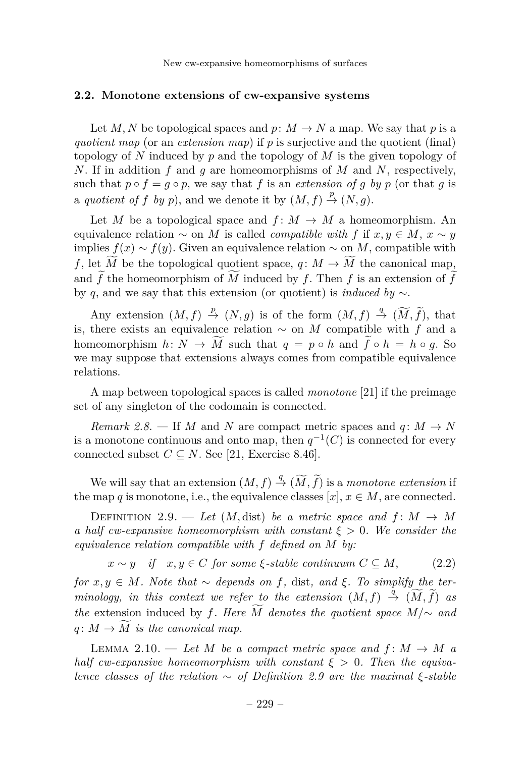### 2.2. Monotone extensions of cw-expansive systems

Let $M, N$ be topological spaces and $p\colon M \to N$ a map. We say that $p$ is a *quotient map* (or an *extension map*) if $p$ is surjective and the quotient (final) topology of $N$ induced by $p$ and the topology of $M$ is the given topology of $N$. If in addition $f$ and $g$ are homeomorphisms of $M$ and $N$, respectively, such that $p \circ f = g \circ p$, we say that $f$ is an *extension of $g$ by $p$* (or that $g$ is a *quotient of $f$ by $p$*), and we denote it by $(M, f) \xrightarrow{p} (N, g)$.

Let $M$ be a topological space and $f\colon M \to M$ a homeomorphism. An equivalence relation $\sim$ on $M$ is called *compatible with* $f$ if $x, y \in M$, $x \sim y$ implies $f(x) \sim f(y)$. Given an equivalence relation $\sim$ on $M$, compatible with $f$, let $\widetilde{M}$ be the topological quotient space, $q\colon M \to \widetilde{M}$ the canonical map, and $\widetilde{f}$ the homeomorphism of $\widetilde{M}$ induced by $f$. Then $f$ is an extension of $\widetilde{f}$ by $q$, and we say that this extension (or quotient) is *induced by* $\sim$.

Any extension $(M, f) \xrightarrow{p} (N, g)$ is of the form $(M, f) \xrightarrow{q} (\widetilde{M}, \widetilde{f})$, that is, there exists an equivalence relation $\sim$ on $M$ compatible with $f$ and a homeomorphism $h\colon N \to \widetilde{M}$ such that $q = p \circ h$ and $\widetilde{f} \circ h = h \circ g$. So we may suppose that extensions always comes from compatible equivalence relations.

A map between topological spaces is called *monotone* [21] if the preimage set of any singleton of the codomain is connected.

*Remark 2.8.* — If $M$ and $N$ are compact metric spaces and $q\colon M \to N$ is a monotone continuous and onto map, then $q^{-1}(C)$ is connected for every connected subset $C \subseteq N$. See [21, Exercise 8.46].

We will say that an extension $(M, f) \xrightarrow{q} (\widetilde{M}, \widetilde{f})$ is a *monotone extension* if the map $q$ is monotone, i.e., the equivalence classes $[x]$, $x \in M$, are connected.

Definition 2.9. — *Let $(M, \operatorname{dist})$ be a metric space and $f\colon M \to M$ a half cw-expansive homeomorphism with constant $\xi > 0$. We consider the equivalence relation compatible with $f$ defined on $M$ by:*

$$x \sim y \quad \text{if} \quad x, y \in C \text{ for some } \xi\text{-stable continuum } C \subseteq M, \tag{2.2}$$

*for $x, y \in M$. Note that $\sim$ depends on $f$, $\operatorname{dist}$, and $\xi$. To simplify the terminology, in this context we refer to the extension $(M, f) \xrightarrow{q} (\widetilde{M}, \widetilde{f})$ as the* extension induced by $f$. *Here $\widetilde{M}$ denotes the quotient space $M/\!\sim$ and $q\colon M \to \widetilde{M}$ is the canonical map.*

Lemma 2.10. — *Let $M$ be a compact metric space and $f\colon M \to M$ a half cw-expansive homeomorphism with constant $\xi > 0$. Then the equivalence classes of the relation $\sim$ of Definition 2.9 are the maximal $\xi$-stable*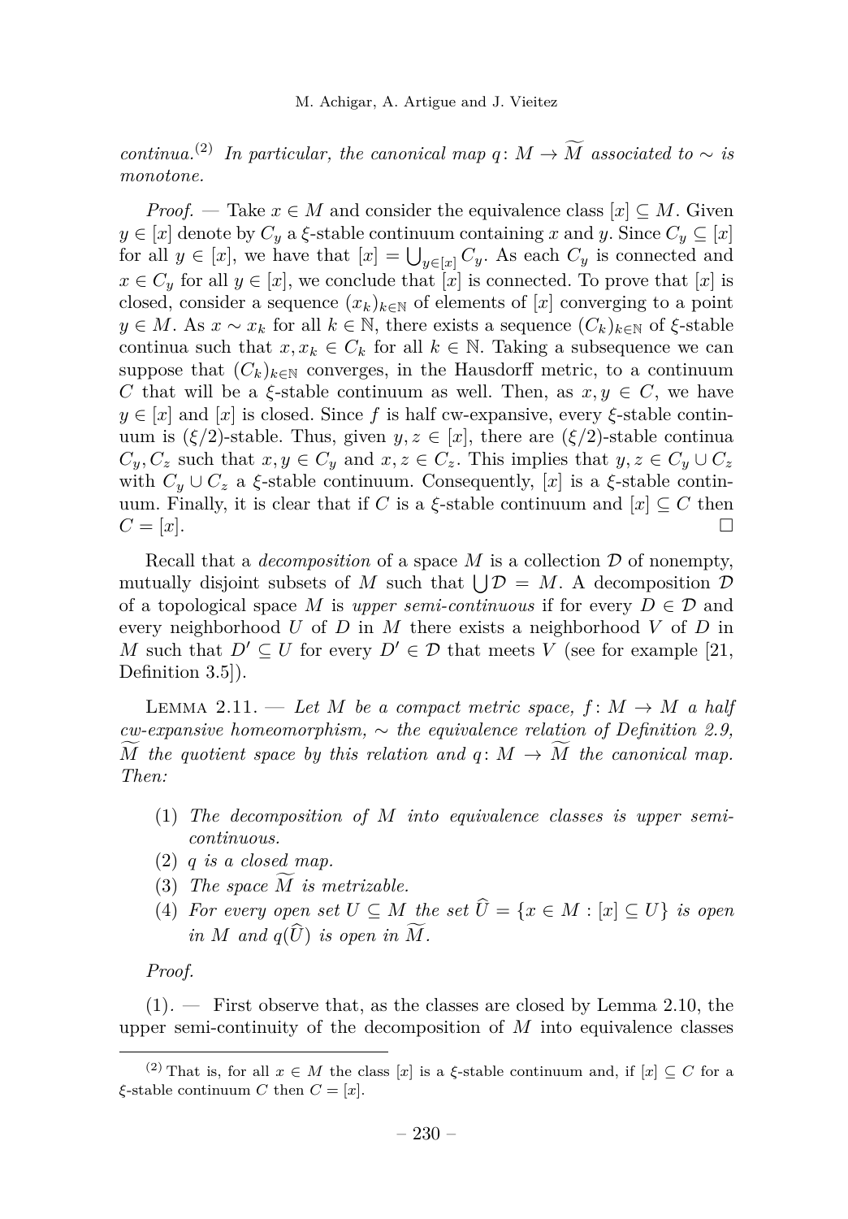*continua.*[2] *In particular, the canonical map $q\colon M \to \widetilde{M}$ associated to $\sim$ is monotone.*

*Proof.* — Take $x \in M$ and consider the equivalence class $[x] \subseteq M$. Given $y \in [x]$ denote by $C_y$ a $\xi$-stable continuum containing $x$ and $y$. Since $C_y \subseteq [x]$ for all $y \in [x]$, we have that $[x] = \bigcup_{y \in [x]} C_y$. As each $C_y$ is connected and $x \in C_y$ for all $y \in [x]$, we conclude that $[x]$ is connected. To prove that $[x]$ is closed, consider a sequence $(x_k)_{k\in\mathbb{N}}$ of elements of $[x]$ converging to a point $y \in M$. As $x \sim x_k$ for all $k \in \mathbb{N}$, there exists a sequence $(C_k)_{k\in\mathbb{N}}$ of $\xi$-stable continua such that $x, x_k \in C_k$ for all $k \in \mathbb{N}$. Taking a subsequence we can suppose that $(C_k)_{k\in\mathbb{N}}$ converges, in the Hausdorff metric, to a continuum $C$ that will be a $\xi$-stable continuum as well. Then, as $x, y \in C$, we have $y \in [x]$ and $[x]$ is closed. Since $f$ is half cw-expansive, every $\xi$-stable continuum is $(\xi/2)$-stable. Thus, given $y, z \in [x]$, there are $(\xi/2)$-stable continua $C_y, C_z$ such that $x, y \in C_y$ and $x, z \in C_z$. This implies that $y, z \in C_y \cup C_z$ with $C_y \cup C_z$ a $\xi$-stable continuum. Consequently, $[x]$ is a $\xi$-stable continuum. Finally, it is clear that if $C$ is a $\xi$-stable continuum and $[x] \subseteq C$ then $C = [x]$. □

Recall that a *decomposition* of a space $M$ is a collection $\mathcal{D}$ of nonempty, mutually disjoint subsets of $M$ such that $\bigcup \mathcal{D} = M$. A decomposition $\mathcal{D}$ of a topological space $M$ is *upper semi-continuous* if for every $D \in \mathcal{D}$ and every neighborhood $U$ of $D$ in $M$ there exists a neighborhood $V$ of $D$ in $M$ such that $D' \subseteq U$ for every $D' \in \mathcal{D}$ that meets $V$ (see for example [21, Definition 3.5]).

Lemma 2.11. — *Let $M$ be a compact metric space, $f\colon M \to M$ a half cw-expansive homeomorphism, $\sim$ the equivalence relation of Definition 2.9, $\widetilde{M}$ the quotient space by this relation and $q\colon M \to \widetilde{M}$ the canonical map. Then:*

1. *The decomposition of $M$ into equivalence classes is upper semi-continuous.*
2. *$q$ is a closed map.*
3. *The space $\widetilde{M}$ is metrizable.*
4. *For every open set $U \subseteq M$ the set $\widehat{U} = \{x \in M : [x] \subseteq U\}$ is open in $M$ and $q(\widehat{U})$ is open in $\widetilde{M}$.*

*Proof.*

(1). — First observe that, as the classes are closed by Lemma 2.10, the upper semi-continuity of the decomposition of $M$ into equivalence classes

[2] That is, for all $x \in M$ the class $[x]$ is a $\xi$-stable continuum and, if $[x] \subseteq C$ for a $\xi$-stable continuum $C$ then $C = [x]$.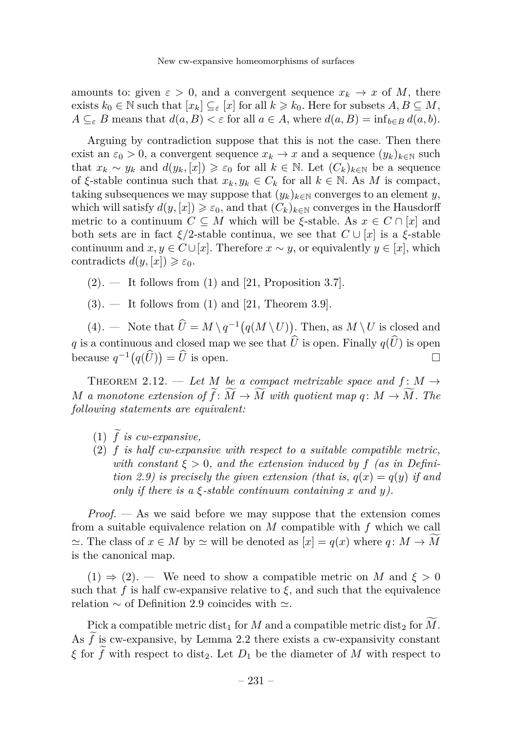amounts to: given $\varepsilon > 0$, and a convergent sequence $x_k \to x$ of $M$, there exists $k_0 \in \mathbb{N}$ such that $[x_k] \subseteq_\varepsilon [x]$ for all $k \geqslant k_0$. Here for subsets $A, B \subseteq M$, $A \subseteq_\varepsilon B$ means that $d(a, B) < \varepsilon$ for all $a \in A$, where $d(a, B) = \inf_{b \in B} d(a, b)$.

Arguing by contradiction suppose that this is not the case. Then there exist an $\varepsilon_0 > 0$, a convergent sequence $x_k \to x$ and a sequence $(y_k)_{k \in \mathbb{N}}$ such that $x_k \sim y_k$ and $d(y_k, [x]) \geqslant \varepsilon_0$ for all $k \in \mathbb{N}$. Let $(C_k)_{k \in \mathbb{N}}$ be a sequence of $\xi$-stable continua such that $x_k, y_k \in C_k$ for all $k \in \mathbb{N}$. As $M$ is compact, taking subsequences we may suppose that $(y_k)_{k \in \mathbb{N}}$ converges to an element $y$, which will satisfy $d(y, [x]) \geqslant \varepsilon_0$, and that $(C_k)_{k \in \mathbb{N}}$ converges in the Hausdorff metric to a continuum $C \subseteq M$ which will be $\xi$-stable. As $x \in C \cap [x]$ and both sets are in fact $\xi/2$-stable continua, we see that $C \cup [x]$ is a $\xi$-stable continuum and $x, y \in C \cup [x]$. Therefore $x \sim y$, or equivalently $y \in [x]$, which contradicts $d(y, [x]) \geqslant \varepsilon_0$.

(2). — It follows from (1) and [21, Proposition 3.7].

(3). — It follows from (1) and [21, Theorem 3.9].

(4). — Note that $\widehat{U} = M \setminus q^{-1}\big(q(M \setminus U)\big)$. Then, as $M \setminus U$ is closed and $q$ is a continuous and closed map we see that $\widehat{U}$ is open. Finally $q(\widehat{U})$ is open because $q^{-1}\big(q(\widehat{U})\big) = \widehat{U}$ is open. $\square$

Theorem 2.12. — *Let $M$ be a compact metrizable space and $f\colon M \to M$ a monotone extension of $\widetilde{f}\colon \widetilde{M} \to \widetilde{M}$ with quotient map $q\colon M \to \widetilde{M}$. The following statements are equivalent:*

1. *$\widetilde{f}$ is cw-expansive,*
2. *$f$ is half cw-expansive with respect to a suitable compatible metric, with constant $\xi > 0$, and the extension induced by $f$ (as in Definition 2.9) is precisely the given extension (that is, $q(x) = q(y)$ if and only if there is a $\xi$-stable continuum containing $x$ and $y$).*

*Proof.* — As we said before we may suppose that the extension comes from a suitable equivalence relation on $M$ compatible with $f$ which we call $\simeq$. The class of $x \in M$ by $\simeq$ will be denoted as $[x] = q(x)$ where $q\colon M \to \widetilde{M}$ is the canonical map.

(1) $\Rightarrow$ (2). — We need to show a compatible metric on $M$ and $\xi > 0$ such that $f$ is half cw-expansive relative to $\xi$, and such that the equivalence relation $\sim$ of Definition 2.9 coincides with $\simeq$.

Pick a compatible metric $\mathrm{dist}_1$ for $M$ and a compatible metric $\mathrm{dist}_2$ for $\widetilde{M}$. As $\widetilde{f}$ is cw-expansive, by Lemma 2.2 there exists a cw-expansivity constant $\xi$ for $\widetilde{f}$ with respect to $\mathrm{dist}_2$. Let $D_1$ be the diameter of $M$ with respect to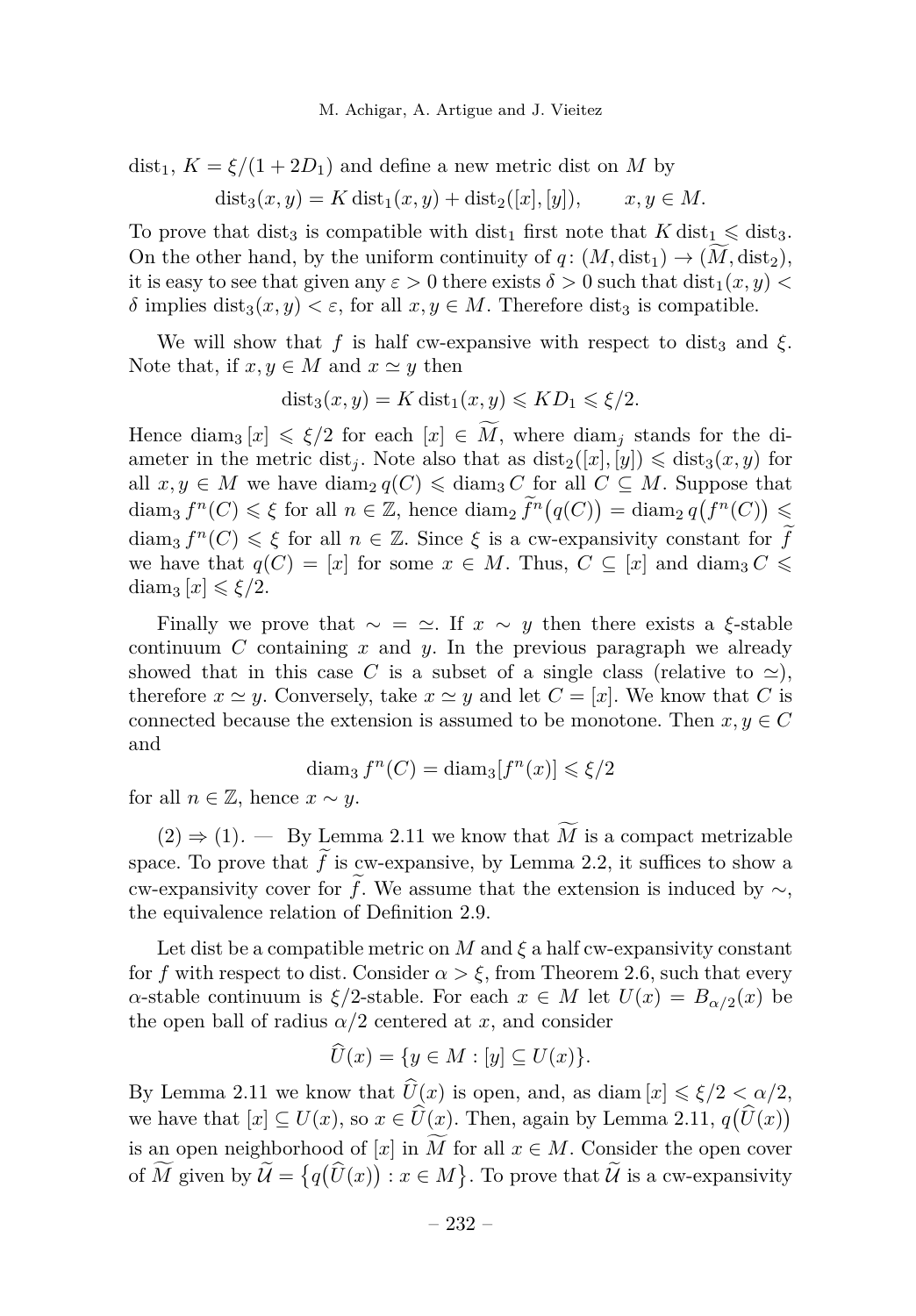$\operatorname{dist}_1$, $K = \xi/(1+2D_1)$ and define a new metric dist on $M$ by

$$\operatorname{dist}_3(x,y) = K\operatorname{dist}_1(x,y) + \operatorname{dist}_2([x],[y]), \qquad x,y \in M.$$

To prove that $\operatorname{dist}_3$ is compatible with $\operatorname{dist}_1$ first note that $K\operatorname{dist}_1 \leqslant \operatorname{dist}_3$. On the other hand, by the uniform continuity of $q\colon (M,\operatorname{dist}_1) \to (\widetilde{M},\operatorname{dist}_2)$, it is easy to see that given any $\varepsilon > 0$ there exists $\delta > 0$ such that $\operatorname{dist}_1(x,y) < \delta$ implies $\operatorname{dist}_3(x,y) < \varepsilon$, for all $x, y \in M$. Therefore $\operatorname{dist}_3$ is compatible.

We will show that $f$ is half cw-expansive with respect to $\operatorname{dist}_3$ and $\xi$. Note that, if $x, y \in M$ and $x \simeq y$ then

$$\operatorname{dist}_3(x,y) = K\operatorname{dist}_1(x,y) \leqslant KD_1 \leqslant \xi/2.$$

Hence $\operatorname{diam}_3 [x] \leqslant \xi/2$ for each $[x] \in \widetilde{M}$, where $\operatorname{diam}_j$ stands for the diameter in the metric $\operatorname{dist}_j$. Note also that as $\operatorname{dist}_2([x],[y]) \leqslant \operatorname{dist}_3(x,y)$ for all $x, y \in M$ we have $\operatorname{diam}_2 q(C) \leqslant \operatorname{diam}_3 C$ for all $C \subseteq M$. Suppose that $\operatorname{diam}_3 f^n(C) \leqslant \xi$ for all $n \in \mathbb{Z}$, hence $\operatorname{diam}_2 \widetilde{f}^n\big(q(C)\big) = \operatorname{diam}_2 q\big(f^n(C)\big) \leqslant \operatorname{diam}_3 f^n(C) \leqslant \xi$ for all $n \in \mathbb{Z}$. Since $\xi$ is a cw-expansivity constant for $\widetilde{f}$ we have that $q(C) = [x]$ for some $x \in M$. Thus, $C \subseteq [x]$ and $\operatorname{diam}_3 C \leqslant \operatorname{diam}_3 [x] \leqslant \xi/2$.

Finally we prove that $\sim\, = \,\simeq$. If $x \sim y$ then there exists a $\xi$-stable continuum $C$ containing $x$ and $y$. In the previous paragraph we already showed that in this case $C$ is a subset of a single class (relative to $\simeq$), therefore $x \simeq y$. Conversely, take $x \simeq y$ and let $C = [x]$. We know that $C$ is connected because the extension is assumed to be monotone. Then $x, y \in C$ and

$$\operatorname{diam}_3 f^n(C) = \operatorname{diam}_3 [f^n(x)] \leqslant \xi/2$$

for all $n \in \mathbb{Z}$, hence $x \sim y$.

(2) $\Rightarrow$ (1). — By Lemma 2.11 we know that $\widetilde{M}$ is a compact metrizable space. To prove that $\widetilde{f}$ is cw-expansive, by Lemma 2.2, it suffices to show a cw-expansivity cover for $\widetilde{f}$. We assume that the extension is induced by $\sim$, the equivalence relation of Definition 2.9.

Let dist be a compatible metric on $M$ and $\xi$ a half cw-expansivity constant for $f$ with respect to dist. Consider $\alpha > \xi$, from Theorem 2.6, such that every $\alpha$-stable continuum is $\xi/2$-stable. For each $x \in M$ let $U(x) = B_{\alpha/2}(x)$ be the open ball of radius $\alpha/2$ centered at $x$, and consider

$$\widehat{U}(x) = \{y \in M : [y] \subseteq U(x)\}.$$

By Lemma 2.11 we know that $\widehat{U}(x)$ is open, and, as $\operatorname{diam}[x] \leqslant \xi/2 < \alpha/2$, we have that $[x] \subseteq U(x)$, so $x \in \widehat{U}(x)$. Then, again by Lemma 2.11, $q\big(\widehat{U}(x)\big)$ is an open neighborhood of $[x]$ in $\widetilde{M}$ for all $x \in M$. Consider the open cover of $\widetilde{M}$ given by $\widetilde{\mathcal{U}} = \big\{q\big(\widehat{U}(x)\big) : x \in M\big\}$. To prove that $\widetilde{\mathcal{U}}$ is a cw-expansivity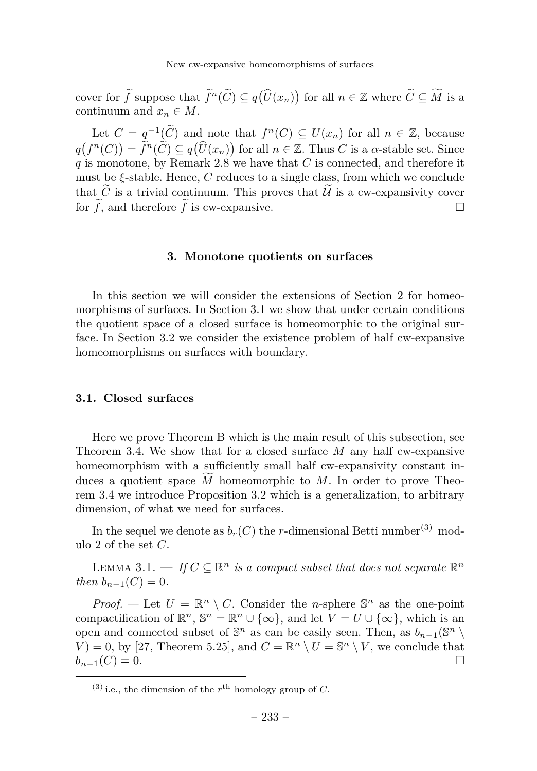cover for $\widetilde{f}$ suppose that $\widetilde{f}^n(\widetilde{C}) \subseteq q\big(\widehat{U}(x_n)\big)$ for all $n \in \mathbb{Z}$ where $\widetilde{C} \subseteq \widetilde{M}$ is a continuum and $x_n \in M$.

Let $C = q^{-1}(\widetilde{C})$ and note that $f^n(C) \subseteq U(x_n)$ for all $n \in \mathbb{Z}$, because $q\big(f^n(C)\big) = \widetilde{f}^n(\widetilde{C}) \subseteq q\big(\widehat{U}(x_n)\big)$ for all $n \in \mathbb{Z}$. Thus $C$ is a $\alpha$-stable set. Since $q$ is monotone, by Remark 2.8 we have that $C$ is connected, and therefore it must be $\xi$-stable. Hence, $C$ reduces to a single class, from which we conclude that $\widetilde{C}$ is a trivial continuum. This proves that $\widetilde{\mathcal{U}}$ is a cw-expansivity cover for $\widetilde{f}$, and therefore $\widetilde{f}$ is cw-expansive. □

## 3. Monotone quotients on surfaces

In this section we will consider the extensions of Section 2 for homeomorphisms of surfaces. In Section 3.1 we show that under certain conditions the quotient space of a closed surface is homeomorphic to the original surface. In Section 3.2 we consider the existence problem of half cw-expansive homeomorphisms on surfaces with boundary.

### 3.1. Closed surfaces

Here we prove Theorem B which is the main result of this subsection, see Theorem 3.4. We show that for a closed surface $M$ any half cw-expansive homeomorphism with a sufficiently small half cw-expansivity constant induces a quotient space $\widetilde{M}$ homeomorphic to $M$. In order to prove Theorem 3.4 we introduce Proposition 3.2 which is a generalization, to arbitrary dimension, of what we need for surfaces.

In the sequel we denote as $b_r(C)$ the $r$-dimensional Betti number[(3)] modulo 2 of the set $C$.

Lemma 3.1. — *If $C \subseteq \mathbb{R}^n$ is a compact subset that does not separate $\mathbb{R}^n$ then $b_{n-1}(C) = 0$.*

*Proof.* — Let $U = \mathbb{R}^n \setminus C$. Consider the $n$-sphere $\mathbb{S}^n$ as the one-point compactification of $\mathbb{R}^n$, $\mathbb{S}^n = \mathbb{R}^n \cup \{\infty\}$, and let $V = U \cup \{\infty\}$, which is an open and connected subset of $\mathbb{S}^n$ as can be easily seen. Then, as $b_{n-1}(\mathbb{S}^n \setminus V) = 0$, by [27, Theorem 5.25], and $C = \mathbb{R}^n \setminus U = \mathbb{S}^n \setminus V$, we conclude that $b_{n-1}(C) = 0$. □

(3) i.e., the dimension of the $r^{\text{th}}$ homology group of $C$.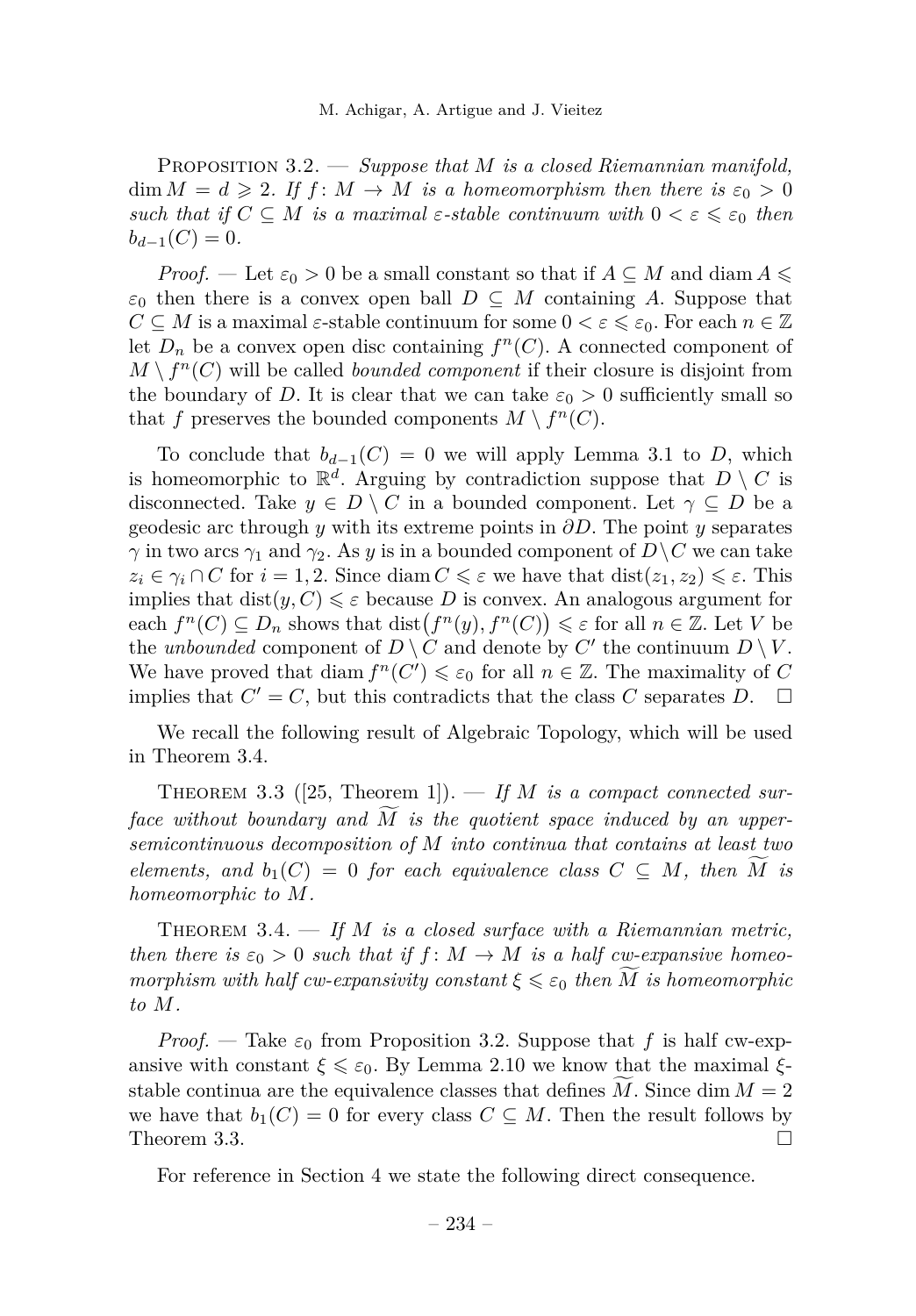**Proposition 3.2.** — *Suppose that $M$ is a closed Riemannian manifold, $\dim M = d \geqslant 2$. If $f\colon M \to M$ is a homeomorphism then there is $\varepsilon_0 > 0$ such that if $C \subseteq M$ is a maximal $\varepsilon$-stable continuum with $0 < \varepsilon \leqslant \varepsilon_0$ then $b_{d-1}(C) = 0$.*

*Proof.* — Let $\varepsilon_0 > 0$ be a small constant so that if $A \subseteq M$ and $\operatorname{diam} A \leqslant \varepsilon_0$ then there is a convex open ball $D \subseteq M$ containing $A$. Suppose that $C \subseteq M$ is a maximal $\varepsilon$-stable continuum for some $0 < \varepsilon \leqslant \varepsilon_0$. For each $n \in \mathbb{Z}$ let $D_n$ be a convex open disc containing $f^n(C)$. A connected component of $M \setminus f^n(C)$ will be called *bounded component* if their closure is disjoint from the boundary of $D$. It is clear that we can take $\varepsilon_0 > 0$ sufficiently small so that $f$ preserves the bounded components $M \setminus f^n(C)$.

To conclude that $b_{d-1}(C) = 0$ we will apply Lemma 3.1 to $D$, which is homeomorphic to $\mathbb{R}^d$. Arguing by contradiction suppose that $D \setminus C$ is disconnected. Take $y \in D \setminus C$ in a bounded component. Let $\gamma \subseteq D$ be a geodesic arc through $y$ with its extreme points in $\partial D$. The point $y$ separates $\gamma$ in two arcs $\gamma_1$ and $\gamma_2$. As $y$ is in a bounded component of $D \setminus C$ we can take $z_i \in \gamma_i \cap C$ for $i = 1, 2$. Since $\operatorname{diam} C \leqslant \varepsilon$ we have that $\operatorname{dist}(z_1, z_2) \leqslant \varepsilon$. This implies that $\operatorname{dist}(y, C) \leqslant \varepsilon$ because $D$ is convex. An analogous argument for each $f^n(C) \subseteq D_n$ shows that $\operatorname{dist}\big(f^n(y), f^n(C)\big) \leqslant \varepsilon$ for all $n \in \mathbb{Z}$. Let $V$ be the *unbounded* component of $D \setminus C$ and denote by $C'$ the continuum $D \setminus V$. We have proved that $\operatorname{diam} f^n(C') \leqslant \varepsilon_0$ for all $n \in \mathbb{Z}$. The maximality of $C$ implies that $C' = C$, but this contradicts that the class $C$ separates $D$. $\square$

We recall the following result of Algebraic Topology, which will be used in Theorem 3.4.

**Theorem 3.3** ([25, Theorem 1]). — *If $M$ is a compact connected surface without boundary and $\widetilde{M}$ is the quotient space induced by an upper-semicontinuous decomposition of $M$ into continua that contains at least two elements, and $b_1(C) = 0$ for each equivalence class $C \subseteq M$, then $\widetilde{M}$ is homeomorphic to $M$.*

**Theorem 3.4.** — *If $M$ is a closed surface with a Riemannian metric, then there is $\varepsilon_0 > 0$ such that if $f\colon M \to M$ is a half cw-expansive homeomorphism with half cw-expansivity constant $\xi \leqslant \varepsilon_0$ then $\widetilde{M}$ is homeomorphic to $M$.*

*Proof.* — Take $\varepsilon_0$ from Proposition 3.2. Suppose that $f$ is half cw-expansive with constant $\xi \leqslant \varepsilon_0$. By Lemma 2.10 we know that the maximal $\xi$-stable continua are the equivalence classes that defines $\widetilde{M}$. Since $\dim M = 2$ we have that $b_1(C) = 0$ for every class $C \subseteq M$. Then the result follows by Theorem 3.3. $\square$

For reference in Section 4 we state the following direct consequence.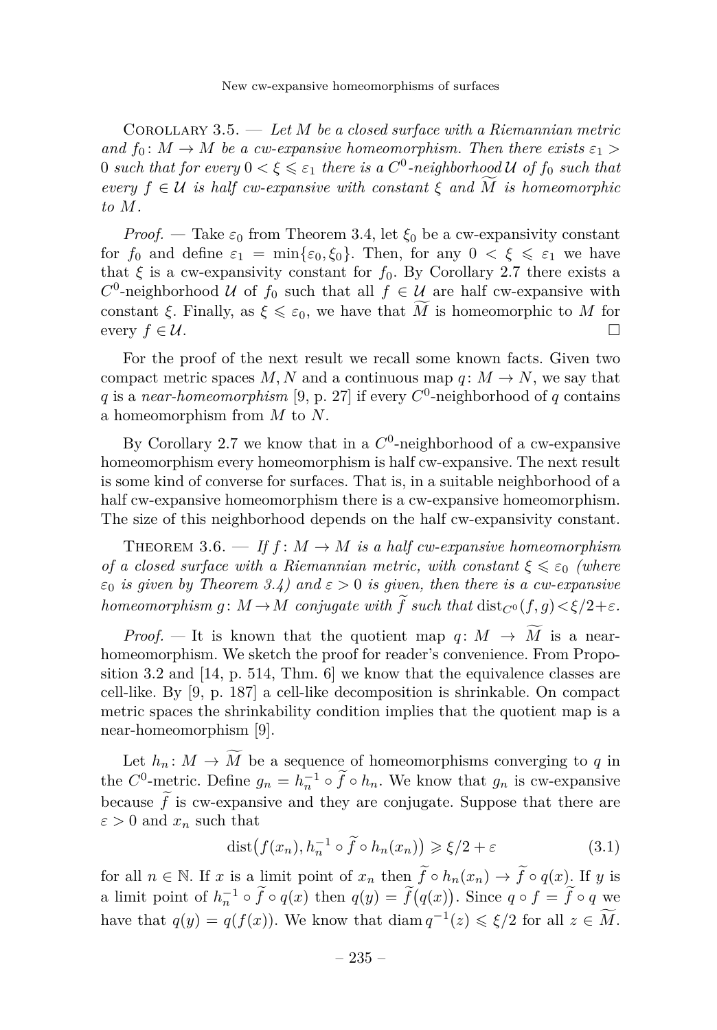Corollary 3.5. — *Let $M$ be a closed surface with a Riemannian metric and $f_0\colon M \to M$ be a cw-expansive homeomorphism. Then there exists $\varepsilon_1 > 0$ such that for every $0 < \xi \leqslant \varepsilon_1$ there is a $C^0$-neighborhood $\mathcal{U}$ of $f_0$ such that every $f \in \mathcal{U}$ is half cw-expansive with constant $\xi$ and $\widetilde{M}$ is homeomorphic to $M$.*

*Proof.* — Take $\varepsilon_0$ from Theorem 3.4, let $\xi_0$ be a cw-expansivity constant for $f_0$ and define $\varepsilon_1 = \min\{\varepsilon_0, \xi_0\}$. Then, for any $0 < \xi \leqslant \varepsilon_1$ we have that $\xi$ is a cw-expansivity constant for $f_0$. By Corollary 2.7 there exists a $C^0$-neighborhood $\mathcal{U}$ of $f_0$ such that all $f \in \mathcal{U}$ are half cw-expansive with constant $\xi$. Finally, as $\xi \leqslant \varepsilon_0$, we have that $\widetilde{M}$ is homeomorphic to $M$ for every $f \in \mathcal{U}$. □

For the proof of the next result we recall some known facts. Given two compact metric spaces $M, N$ and a continuous map $q\colon M \to N$, we say that $q$ is a *near-homeomorphism* [9, p. 27] if every $C^0$-neighborhood of $q$ contains a homeomorphism from $M$ to $N$.

By Corollary 2.7 we know that in a $C^0$-neighborhood of a cw-expansive homeomorphism every homeomorphism is half cw-expansive. The next result is some kind of converse for surfaces. That is, in a suitable neighborhood of a half cw-expansive homeomorphism there is a cw-expansive homeomorphism. The size of this neighborhood depends on the half cw-expansivity constant.

Theorem 3.6. — *If $f\colon M \to M$ is a half cw-expansive homeomorphism of a closed surface with a Riemannian metric, with constant $\xi \leqslant \varepsilon_0$ (where $\varepsilon_0$ is given by Theorem 3.4) and $\varepsilon > 0$ is given, then there is a cw-expansive homeomorphism $g\colon M \to M$ conjugate with $\widetilde{f}$ such that $\operatorname{dist}_{C^0}(f, g) < \xi/2 + \varepsilon$.*

*Proof.* — It is known that the quotient map $q\colon M \to \widetilde{M}$ is a near-homeomorphism. We sketch the proof for reader's convenience. From Proposition 3.2 and [14, p. 514, Thm. 6] we know that the equivalence classes are cell-like. By [9, p. 187] a cell-like decomposition is shrinkable. On compact metric spaces the shrinkability condition implies that the quotient map is a near-homeomorphism [9].

Let $h_n\colon M \to \widetilde{M}$ be a sequence of homeomorphisms converging to $q$ in the $C^0$-metric. Define $g_n = h_n^{-1} \circ \widetilde{f} \circ h_n$. We know that $g_n$ is cw-expansive because $\widetilde{f}$ is cw-expansive and they are conjugate. Suppose that there are $\varepsilon > 0$ and $x_n$ such that

$$\operatorname{dist}\big(f(x_n), h_n^{-1} \circ \widetilde{f} \circ h_n(x_n)\big) \geqslant \xi/2 + \varepsilon \tag{3.1}$$

for all $n \in \mathbb{N}$. If $x$ is a limit point of $x_n$ then $\widetilde{f} \circ h_n(x_n) \to \widetilde{f} \circ q(x)$. If $y$ is a limit point of $h_n^{-1} \circ \widetilde{f} \circ q(x)$ then $q(y) = \widetilde{f}\big(q(x)\big)$. Since $q \circ f = \widetilde{f} \circ q$ we have that $q(y) = q(f(x))$. We know that $\operatorname{diam} q^{-1}(z) \leqslant \xi/2$ for all $z \in \widetilde{M}$.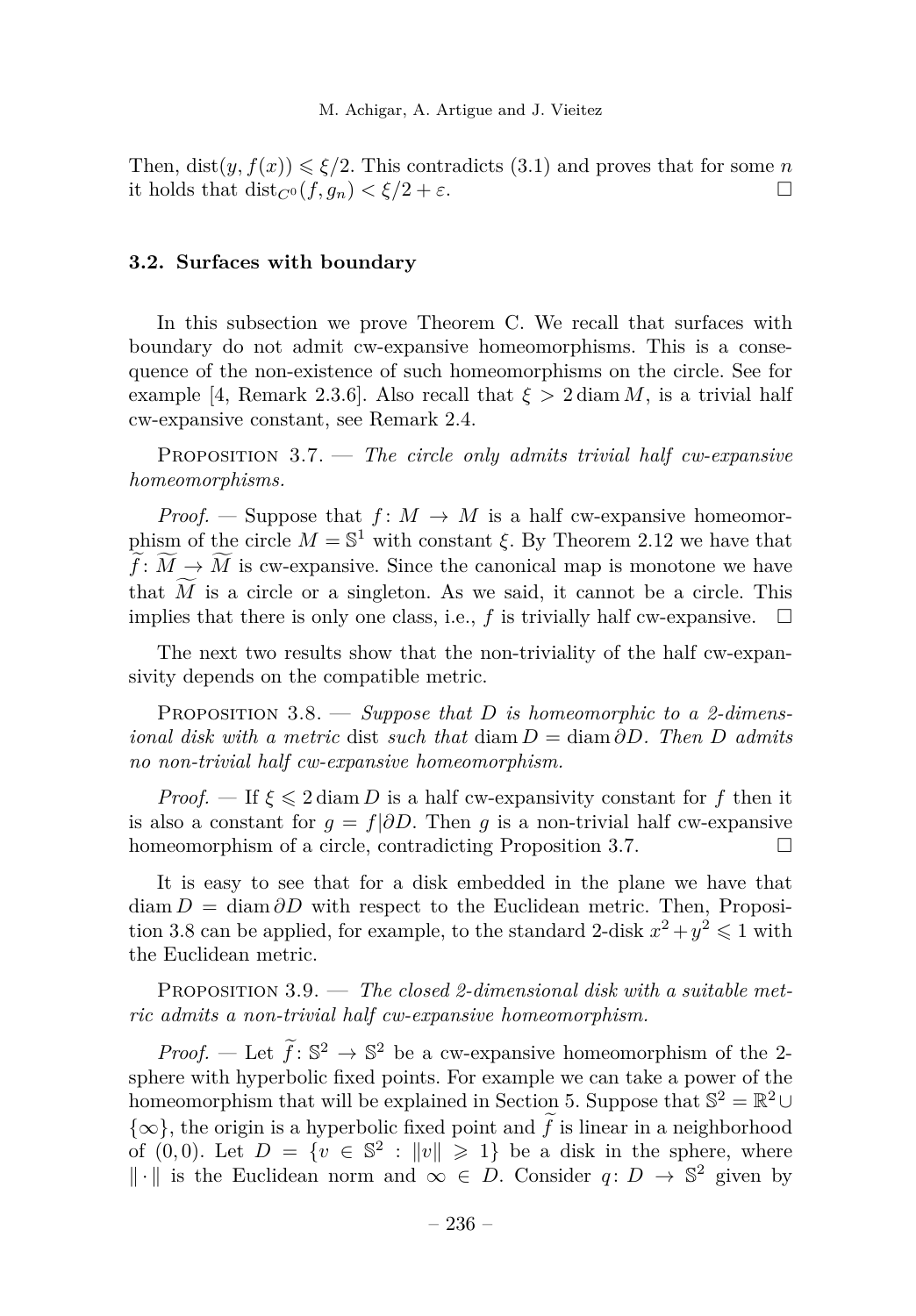Then, $\operatorname{dist}(y, f(x)) \leqslant \xi/2$. This contradicts (3.1) and proves that for some $n$ it holds that $\operatorname{dist}_{C^0}(f, g_n) < \xi/2 + \varepsilon$. □

### 3.2. Surfaces with boundary

In this subsection we prove Theorem C. We recall that surfaces with boundary do not admit cw-expansive homeomorphisms. This is a consequence of the non-existence of such homeomorphisms on the circle. See for example [4, Remark 2.3.6]. Also recall that $\xi > 2 \operatorname{diam} M$, is a trivial half cw-expansive constant, see Remark 2.4.

Proposition 3.7. — *The circle only admits trivial half cw-expansive homeomorphisms.*

*Proof.* — Suppose that $f\colon M \to M$ is a half cw-expansive homeomorphism of the circle $M = \mathbb{S}^1$ with constant $\xi$. By Theorem 2.12 we have that $\widetilde{f}\colon \widetilde{M} \to \widetilde{M}$ is cw-expansive. Since the canonical map is monotone we have that $\widetilde{M}$ is a circle or a singleton. As we said, it cannot be a circle. This implies that there is only one class, i.e., $f$ is trivially half cw-expansive. □

The next two results show that the non-triviality of the half cw-expansivity depends on the compatible metric.

Proposition 3.8. — *Suppose that $D$ is homeomorphic to a 2-dimensional disk with a metric* dist *such that* $\operatorname{diam} D = \operatorname{diam} \partial D$. *Then $D$ admits no non-trivial half cw-expansive homeomorphism.*

*Proof.* — If $\xi \leqslant 2 \operatorname{diam} D$ is a half cw-expansivity constant for $f$ then it is also a constant for $g = f|\partial D$. Then $g$ is a non-trivial half cw-expansive homeomorphism of a circle, contradicting Proposition 3.7. □

It is easy to see that for a disk embedded in the plane we have that $\operatorname{diam} D = \operatorname{diam} \partial D$ with respect to the Euclidean metric. Then, Proposition 3.8 can be applied, for example, to the standard 2-disk $x^2 + y^2 \leqslant 1$ with the Euclidean metric.

Proposition 3.9. — *The closed 2-dimensional disk with a suitable metric admits a non-trivial half cw-expansive homeomorphism.*

*Proof.* — Let $\widetilde{f}\colon \mathbb{S}^2 \to \mathbb{S}^2$ be a cw-expansive homeomorphism of the 2-sphere with hyperbolic fixed points. For example we can take a power of the homeomorphism that will be explained in Section 5. Suppose that $\mathbb{S}^2 = \mathbb{R}^2 \cup \{\infty\}$, the origin is a hyperbolic fixed point and $\widetilde{f}$ is linear in a neighborhood of $(0,0)$. Let $D = \{v \in \mathbb{S}^2 : \|v\| \geqslant 1\}$ be a disk in the sphere, where $\|\cdot\|$ is the Euclidean norm and $\infty \in D$. Consider $q\colon D \to \mathbb{S}^2$ given by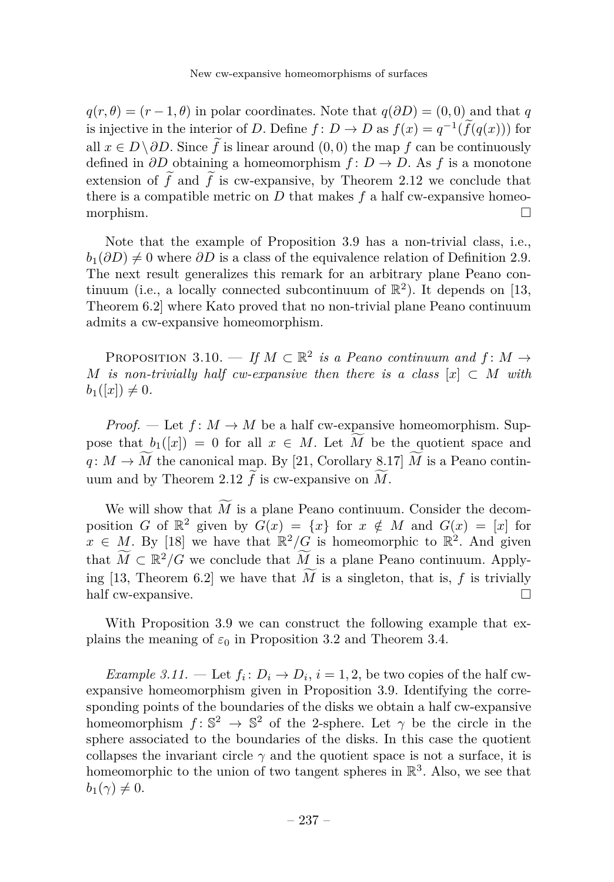$q(r,\theta) = (r-1,\theta)$ in polar coordinates. Note that $q(\partial D) = (0,0)$ and that $q$ is injective in the interior of $D$. Define $f\colon D \to D$ as $f(x) = q^{-1}(\widetilde{f}(q(x)))$ for all $x \in D \setminus \partial D$. Since $\widetilde{f}$ is linear around $(0,0)$ the map $f$ can be continuously defined in $\partial D$ obtaining a homeomorphism $f\colon D \to D$. As $f$ is a monotone extension of $\widetilde{f}$ and $\widetilde{f}$ is cw-expansive, by Theorem 2.12 we conclude that there is a compatible metric on $D$ that makes $f$ a half cw-expansive homeomorphism. □

Note that the example of Proposition 3.9 has a non-trivial class, i.e., $b_1(\partial D) \neq 0$ where $\partial D$ is a class of the equivalence relation of Definition 2.9. The next result generalizes this remark for an arbitrary plane Peano continuum (i.e., a locally connected subcontinuum of $\mathbb{R}^2$). It depends on [13, Theorem 6.2] where Kato proved that no non-trivial plane Peano continuum admits a cw-expansive homeomorphism.

Proposition 3.10. — *If $M \subset \mathbb{R}^2$ is a Peano continuum and $f\colon M \to M$ is non-trivially half cw-expansive then there is a class $[x] \subset M$ with $b_1([x]) \neq 0$.*

*Proof.* — Let $f\colon M \to M$ be a half cw-expansive homeomorphism. Suppose that $b_1([x]) = 0$ for all $x \in M$. Let $\widetilde{M}$ be the quotient space and $q\colon M \to \widetilde{M}$ the canonical map. By [21, Corollary 8.17] $\widetilde{M}$ is a Peano continuum and by Theorem 2.12 $\widetilde{f}$ is cw-expansive on $\widetilde{M}$.

We will show that $\widetilde{M}$ is a plane Peano continuum. Consider the decomposition $G$ of $\mathbb{R}^2$ given by $G(x) = \{x\}$ for $x \notin M$ and $G(x) = [x]$ for $x \in M$. By [18] we have that $\mathbb{R}^2/G$ is homeomorphic to $\mathbb{R}^2$. And given that $\widetilde{M} \subset \mathbb{R}^2/G$ we conclude that $\widetilde{M}$ is a plane Peano continuum. Applying [13, Theorem 6.2] we have that $\widetilde{M}$ is a singleton, that is, $f$ is trivially half cw-expansive. □

With Proposition 3.9 we can construct the following example that explains the meaning of $\varepsilon_0$ in Proposition 3.2 and Theorem 3.4.

*Example 3.11.* — Let $f_i\colon D_i \to D_i$, $i = 1, 2$, be two copies of the half cw-expansive homeomorphism given in Proposition 3.9. Identifying the corresponding points of the boundaries of the disks we obtain a half cw-expansive homeomorphism $f\colon \mathbb{S}^2 \to \mathbb{S}^2$ of the 2-sphere. Let $\gamma$ be the circle in the sphere associated to the boundaries of the disks. In this case the quotient collapses the invariant circle $\gamma$ and the quotient space is not a surface, it is homeomorphic to the union of two tangent spheres in $\mathbb{R}^3$. Also, we see that $b_1(\gamma) \neq 0$.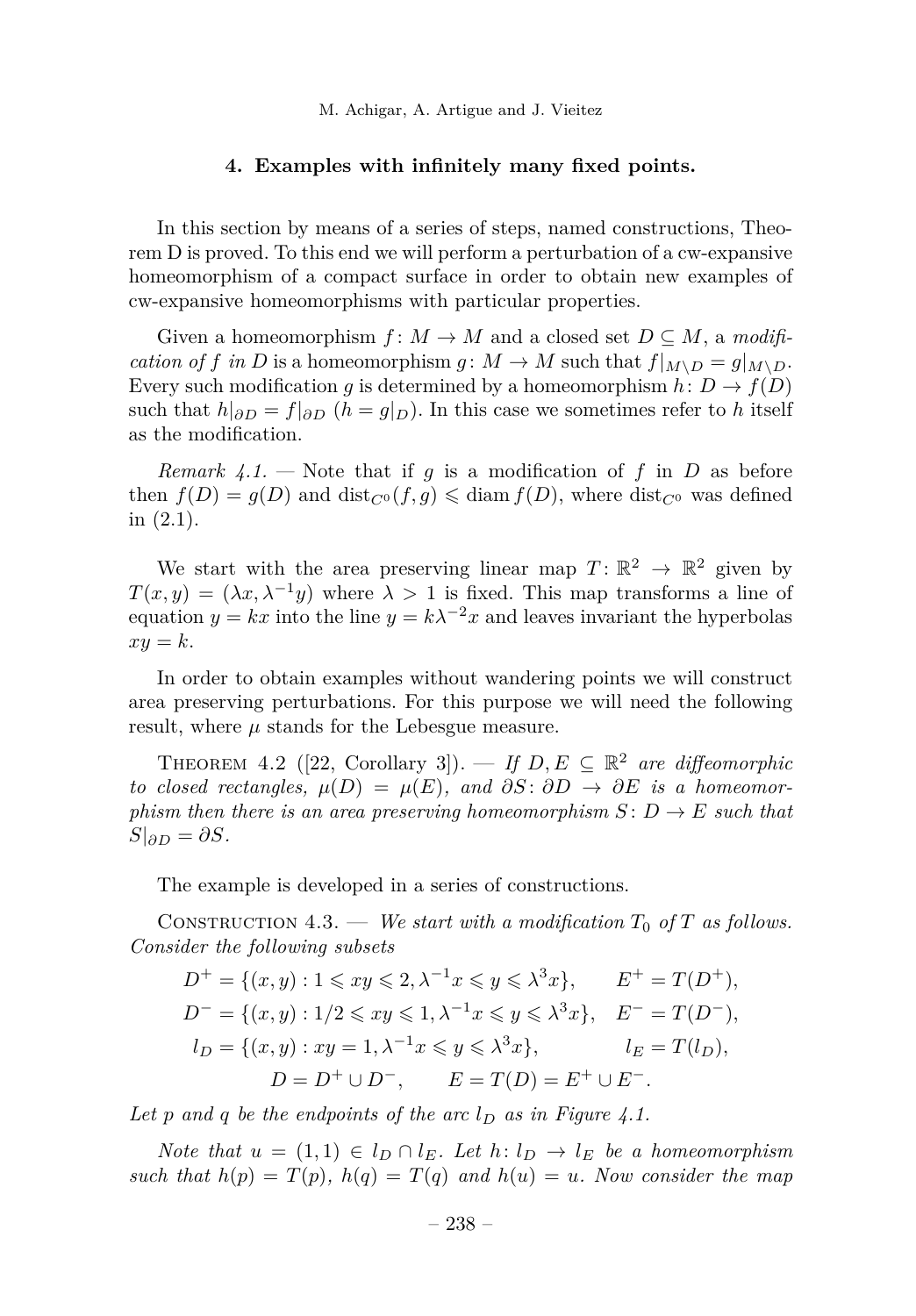## 4. Examples with infinitely many fixed points.

In this section by means of a series of steps, named constructions, Theorem D is proved. To this end we will perform a perturbation of a cw-expansive homeomorphism of a compact surface in order to obtain new examples of cw-expansive homeomorphisms with particular properties.

Given a homeomorphism $f\colon M \to M$ and a closed set $D \subseteq M$, a *modification of $f$ in $D$* is a homeomorphism $g\colon M \to M$ such that $f|_{M\setminus D} = g|_{M\setminus D}$. Every such modification $g$ is determined by a homeomorphism $h\colon D \to f(D)$ such that $h|_{\partial D} = f|_{\partial D}$ ($h = g|_D$). In this case we sometimes refer to $h$ itself as the modification.

*Remark 4.1.* — Note that if $g$ is a modification of $f$ in $D$ as before then $f(D) = g(D)$ and $\operatorname{dist}_{C^0}(f, g) \leqslant \operatorname{diam} f(D)$, where $\operatorname{dist}_{C^0}$ was defined in (2.1).

We start with the area preserving linear map $T\colon \mathbb{R}^2 \to \mathbb{R}^2$ given by $T(x, y) = (\lambda x, \lambda^{-1} y)$ where $\lambda > 1$ is fixed. This map transforms a line of equation $y = kx$ into the line $y = k\lambda^{-2}x$ and leaves invariant the hyperbolas $xy = k$.

In order to obtain examples without wandering points we will construct area preserving perturbations. For this purpose we will need the following result, where $\mu$ stands for the Lebesgue measure.

Theorem 4.2 ([22, Corollary 3]). — *If $D, E \subseteq \mathbb{R}^2$ are diffeomorphic to closed rectangles, $\mu(D) = \mu(E)$, and $\partial S\colon \partial D \to \partial E$ is a homeomorphism then there is an area preserving homeomorphism $S\colon D \to E$ such that $S|_{\partial D} = \partial S$.*

The example is developed in a series of constructions.

Construction 4.3. — *We start with a modification $T_0$ of $T$ as follows. Consider the following subsets*

$$D^+ = \{(x, y) : 1 \leqslant xy \leqslant 2, \lambda^{-1}x \leqslant y \leqslant \lambda^3 x\}, \qquad E^+ = T(D^+),$$
$$D^- = \{(x, y) : 1/2 \leqslant xy \leqslant 1, \lambda^{-1}x \leqslant y \leqslant \lambda^3 x\}, \quad E^- = T(D^-),$$
$$l_D = \{(x, y) : xy = 1, \lambda^{-1}x \leqslant y \leqslant \lambda^3 x\}, \qquad l_E = T(l_D),$$
$$D = D^+ \cup D^-, \qquad E = T(D) = E^+ \cup E^-.$$

*Let $p$ and $q$ be the endpoints of the arc $l_D$ as in Figure 4.1.*

*Note that $u = (1, 1) \in l_D \cap l_E$. Let $h\colon l_D \to l_E$ be a homeomorphism such that $h(p) = T(p)$, $h(q) = T(q)$ and $h(u) = u$. Now consider the map*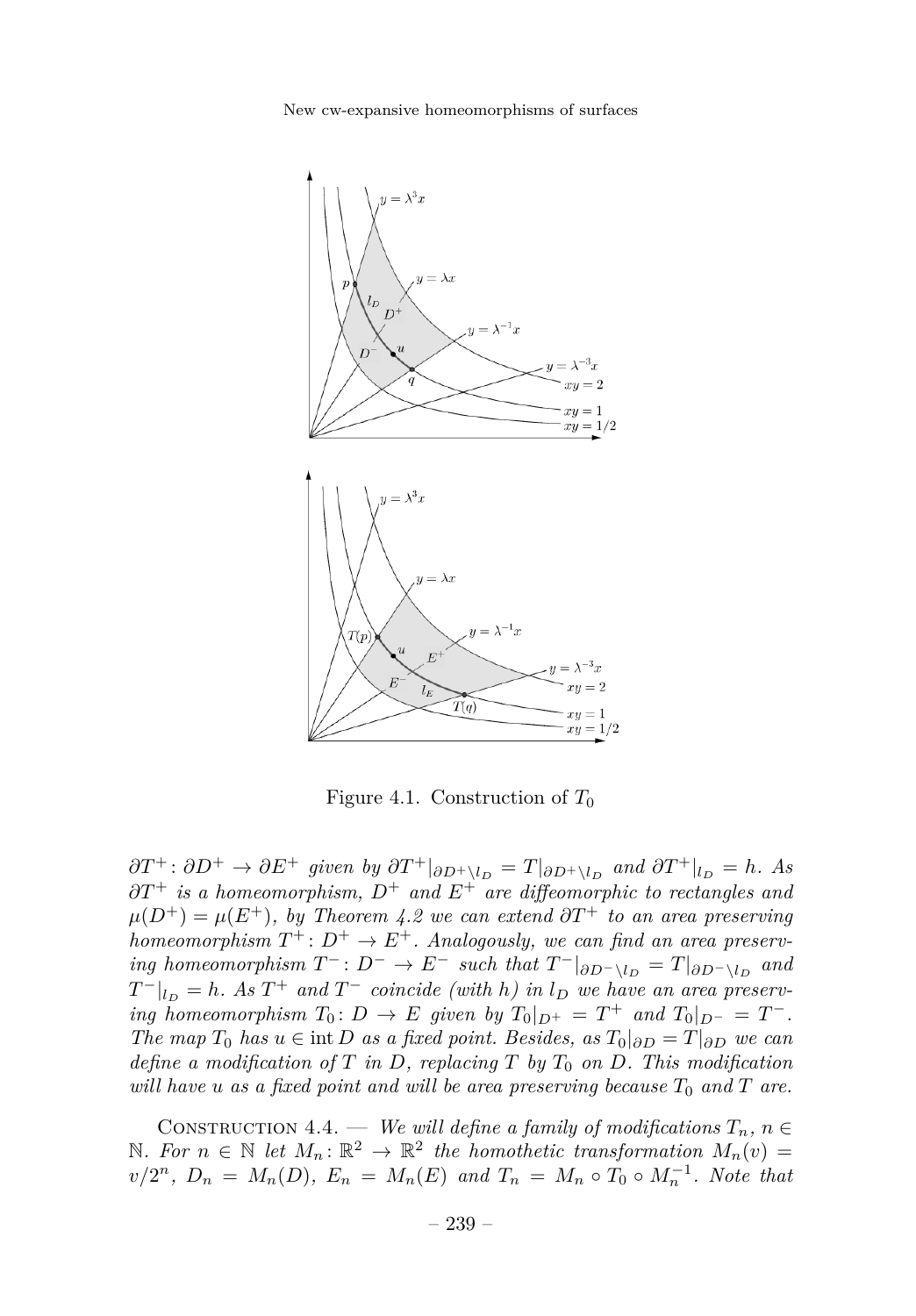Figure 4.1. Construction of $T_0$

*$\partial T^+ : \partial D^+ \to \partial E^+$ given by $\partial T^+|_{\partial D^+ \setminus l_D} = T|_{\partial D^+ \setminus l_D}$ and $\partial T^+|_{l_D} = h$. As $\partial T^+$ is a homeomorphism, $D^+$ and $E^+$ are diffeomorphic to rectangles and $\mu(D^+) = \mu(E^+)$, by Theorem 4.2 we can extend $\partial T^+$ to an area preserving homeomorphism $T^+ : D^+ \to E^+$. Analogously, we can find an area preserving homeomorphism $T^- : D^- \to E^-$ such that $T^-|_{\partial D^- \setminus l_D} = T|_{\partial D^- \setminus l_D}$ and $T^-|_{l_D} = h$. As $T^+$ and $T^-$ coincide (with $h$) in $l_D$ we have an area preserving homeomorphism $T_0 : D \to E$ given by $T_0|_{D^+} = T^+$ and $T_0|_{D^-} = T^-$. The map $T_0$ has $u \in \operatorname{int} D$ as a fixed point. Besides, as $T_0|_{\partial D} = T|_{\partial D}$ we can define a modification of $T$ in $D$, replacing $T$ by $T_0$ on $D$. This modification will have $u$ as a fixed point and will be area preserving because $T_0$ and $T$ are.*

Construction 4.4. — *We will define a family of modifications $T_n$, $n \in \mathbb{N}$. For $n \in \mathbb{N}$ let $M_n : \mathbb{R}^2 \to \mathbb{R}^2$ the homothetic transformation $M_n(v) = v/2^n$, $D_n = M_n(D)$, $E_n = M_n(E)$ and $T_n = M_n \circ T_0 \circ M_n^{-1}$. Note that*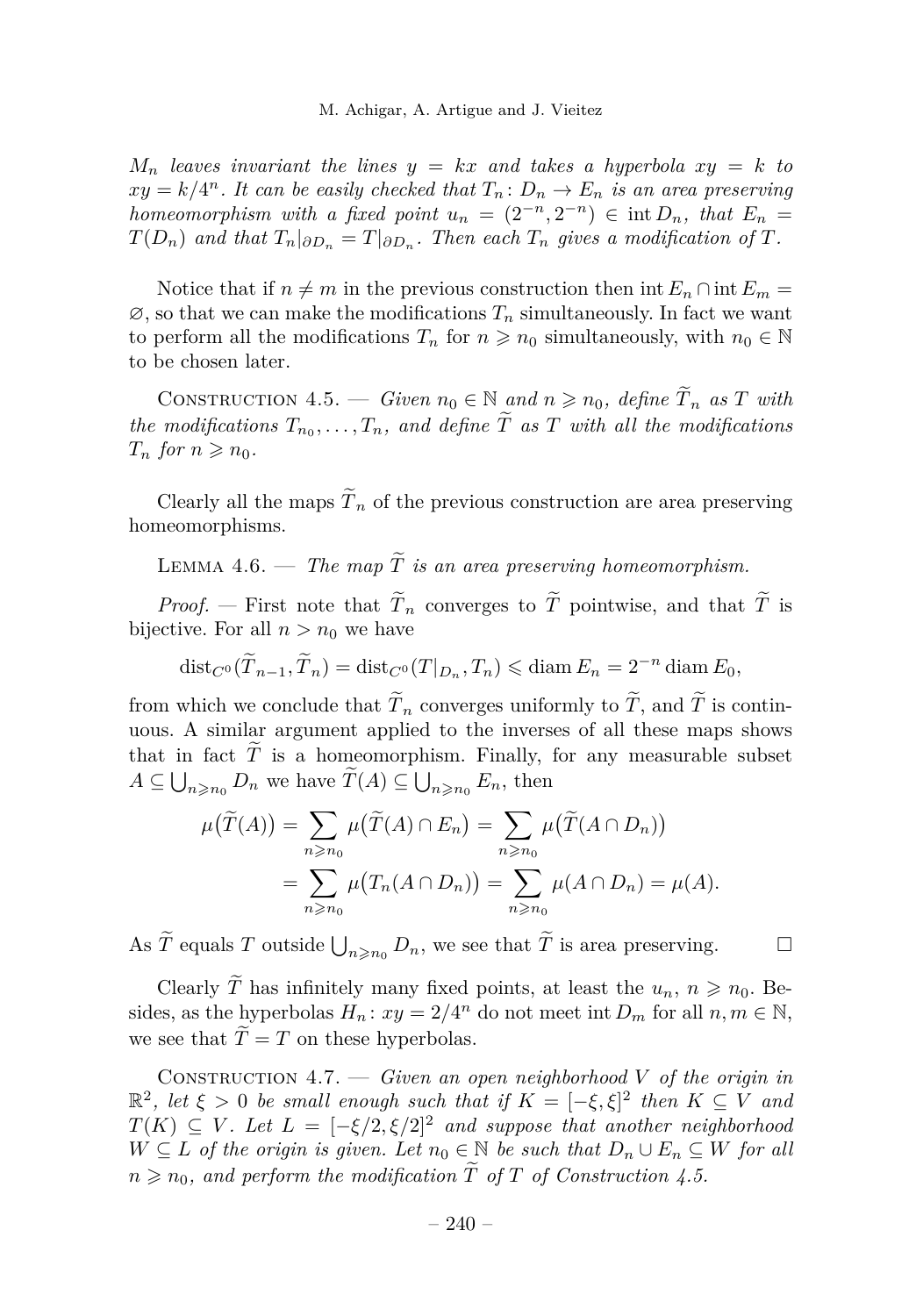*$M_n$ leaves invariant the lines $y = kx$ and takes a hyperbola $xy = k$ to $xy = k/4^n$. It can be easily checked that $T_n\colon D_n \to E_n$ is an area preserving homeomorphism with a fixed point $u_n = (2^{-n}, 2^{-n}) \in \operatorname{int} D_n$, that $E_n = T(D_n)$ and that $T_n|_{\partial D_n} = T|_{\partial D_n}$. Then each $T_n$ gives a modification of $T$.*

Notice that if $n \neq m$ in the previous construction then $\operatorname{int} E_n \cap \operatorname{int} E_m = \varnothing$, so that we can make the modifications $T_n$ simultaneously. In fact we want to perform all the modifications $T_n$ for $n \geqslant n_0$ simultaneously, with $n_0 \in \mathbb{N}$ to be chosen later.

Construction 4.5. — *Given $n_0 \in \mathbb{N}$ and $n \geqslant n_0$, define $\widetilde{T}_n$ as $T$ with the modifications $T_{n_0}, \dots, T_n$, and define $\widetilde{T}$ as $T$ with all the modifications $T_n$ for $n \geqslant n_0$.*

Clearly all the maps $\widetilde{T}_n$ of the previous construction are area preserving homeomorphisms.

Lemma 4.6. — *The map $\widetilde{T}$ is an area preserving homeomorphism.*

*Proof.* — First note that $\widetilde{T}_n$ converges to $\widetilde{T}$ pointwise, and that $\widetilde{T}$ is bijective. For all $n > n_0$ we have

$$\operatorname{dist}_{C^0}(\widetilde{T}_{n-1}, \widetilde{T}_n) = \operatorname{dist}_{C^0}(T|_{D_n}, T_n) \leqslant \operatorname{diam} E_n = 2^{-n} \operatorname{diam} E_0,$$

from which we conclude that $\widetilde{T}_n$ converges uniformly to $\widetilde{T}$, and $\widetilde{T}$ is continuous. A similar argument applied to the inverses of all these maps shows that in fact $\widetilde{T}$ is a homeomorphism. Finally, for any measurable subset $A \subseteq \bigcup_{n \geqslant n_0} D_n$ we have $\widetilde{T}(A) \subseteq \bigcup_{n \geqslant n_0} E_n$, then

$$\begin{aligned}
\mu\big(\widetilde{T}(A)\big) &= \sum_{n \geqslant n_0} \mu\big(\widetilde{T}(A) \cap E_n\big) = \sum_{n \geqslant n_0} \mu\big(\widetilde{T}(A \cap D_n)\big) \\
&= \sum_{n \geqslant n_0} \mu\big(T_n(A \cap D_n)\big) = \sum_{n \geqslant n_0} \mu(A \cap D_n) = \mu(A).
\end{aligned}$$

As $\widetilde{T}$ equals $T$ outside $\bigcup_{n \geqslant n_0} D_n$, we see that $\widetilde{T}$ is area preserving. $\square$

Clearly $\widetilde{T}$ has infinitely many fixed points, at least the $u_n$, $n \geqslant n_0$. Besides, as the hyperbolas $H_n\colon xy = 2/4^n$ do not meet $\operatorname{int} D_m$ for all $n, m \in \mathbb{N}$, we see that $\widetilde{T} = T$ on these hyperbolas.

Construction 4.7. — *Given an open neighborhood $V$ of the origin in $\mathbb{R}^2$, let $\xi > 0$ be small enough such that if $K = [-\xi, \xi]^2$ then $K \subseteq V$ and $T(K) \subseteq V$. Let $L = [-\xi/2, \xi/2]^2$ and suppose that another neighborhood $W \subseteq L$ of the origin is given. Let $n_0 \in \mathbb{N}$ be such that $D_n \cup E_n \subseteq W$ for all $n \geqslant n_0$, and perform the modification $\widetilde{T}$ of $T$ of Construction 4.5.*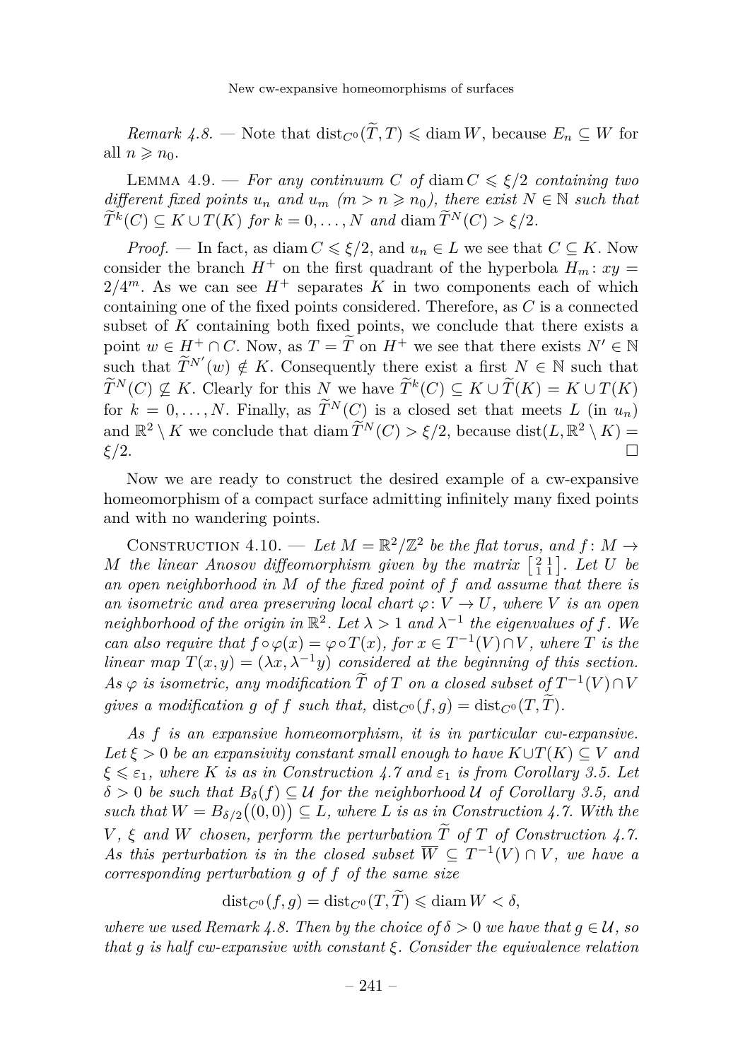*Remark 4.8.* — Note that $\operatorname{dist}_{C^0}(\widetilde{T}, T) \leqslant \operatorname{diam} W$, because $E_n \subseteq W$ for all $n \geqslant n_0$.

Lemma 4.9. — *For any continuum $C$ of $\operatorname{diam} C \leqslant \xi/2$ containing two different fixed points $u_n$ and $u_m$ ($m > n \geqslant n_0$), there exist $N \in \mathbb{N}$ such that $\widetilde{T}^k(C) \subseteq K \cup T(K)$ for $k = 0, \ldots, N$ and $\operatorname{diam} \widetilde{T}^N(C) > \xi/2$.*

*Proof.* — In fact, as $\operatorname{diam} C \leqslant \xi/2$, and $u_n \in L$ we see that $C \subseteq K$. Now consider the branch $H^+$ on the first quadrant of the hyperbola $H_m \colon xy = 2/4^m$. As we can see $H^+$ separates $K$ in two components each of which containing one of the fixed points considered. Therefore, as $C$ is a connected subset of $K$ containing both fixed points, we conclude that there exists a point $w \in H^+ \cap C$. Now, as $T = \widetilde{T}$ on $H^+$ we see that there exists $N' \in \mathbb{N}$ such that $\widetilde{T}^{N'}(w) \notin K$. Consequently there exist a first $N \in \mathbb{N}$ such that $\widetilde{T}^N(C) \not\subseteq K$. Clearly for this $N$ we have $\widetilde{T}^k(C) \subseteq K \cup \widetilde{T}(K) = K \cup T(K)$ for $k = 0, \ldots, N$. Finally, as $\widetilde{T}^N(C)$ is a closed set that meets $L$ (in $u_n$) and $\mathbb{R}^2 \setminus K$ we conclude that $\operatorname{diam} \widetilde{T}^N(C) > \xi/2$, because $\operatorname{dist}(L, \mathbb{R}^2 \setminus K) = \xi/2$. □

Now we are ready to construct the desired example of a cw-expansive homeomorphism of a compact surface admitting infinitely many fixed points and with no wandering points.

Construction 4.10. — *Let $M = \mathbb{R}^2/\mathbb{Z}^2$ be the flat torus, and $f \colon M \to M$ the linear Anosov diffeomorphism given by the matrix $\left[\begin{smallmatrix} 2 & 1 \\ 1 & 1 \end{smallmatrix}\right]$. Let $U$ be an open neighborhood in $M$ of the fixed point of $f$ and assume that there is an isometric and area preserving local chart $\varphi \colon V \to U$, where $V$ is an open neighborhood of the origin in $\mathbb{R}^2$. Let $\lambda > 1$ and $\lambda^{-1}$ the eigenvalues of $f$. We can also require that $f \circ \varphi(x) = \varphi \circ T(x)$, for $x \in T^{-1}(V) \cap V$, where $T$ is the linear map $T(x, y) = (\lambda x, \lambda^{-1} y)$ considered at the beginning of this section. As $\varphi$ is isometric, any modification $\widetilde{T}$ of $T$ on a closed subset of $T^{-1}(V) \cap V$ gives a modification $g$ of $f$ such that, $\operatorname{dist}_{C^0}(f, g) = \operatorname{dist}_{C^0}(T, \widetilde{T})$.*

*As $f$ is an expansive homeomorphism, it is in particular cw-expansive. Let $\xi > 0$ be an expansivity constant small enough to have $K \cup T(K) \subseteq V$ and $\xi \leqslant \varepsilon_1$, where $K$ is as in Construction 4.7 and $\varepsilon_1$ is from Corollary 3.5. Let $\delta > 0$ be such that $B_\delta(f) \subseteq \mathcal{U}$ for the neighborhood $\mathcal{U}$ of Corollary 3.5, and such that $W = B_{\delta/2}\big((0,0)\big) \subseteq L$, where $L$ is as in Construction 4.7. With the $V$, $\xi$ and $W$ chosen, perform the perturbation $\widetilde{T}$ of $T$ of Construction 4.7. As this perturbation is in the closed subset $\overline{W} \subseteq T^{-1}(V) \cap V$, we have a corresponding perturbation $g$ of $f$ of the same size*

$$\operatorname{dist}_{C^0}(f, g) = \operatorname{dist}_{C^0}(T, \widetilde{T}) \leqslant \operatorname{diam} W < \delta,$$

*where we used Remark 4.8. Then by the choice of $\delta > 0$ we have that $g \in \mathcal{U}$, so that $g$ is half cw-expansive with constant $\xi$. Consider the equivalence relation*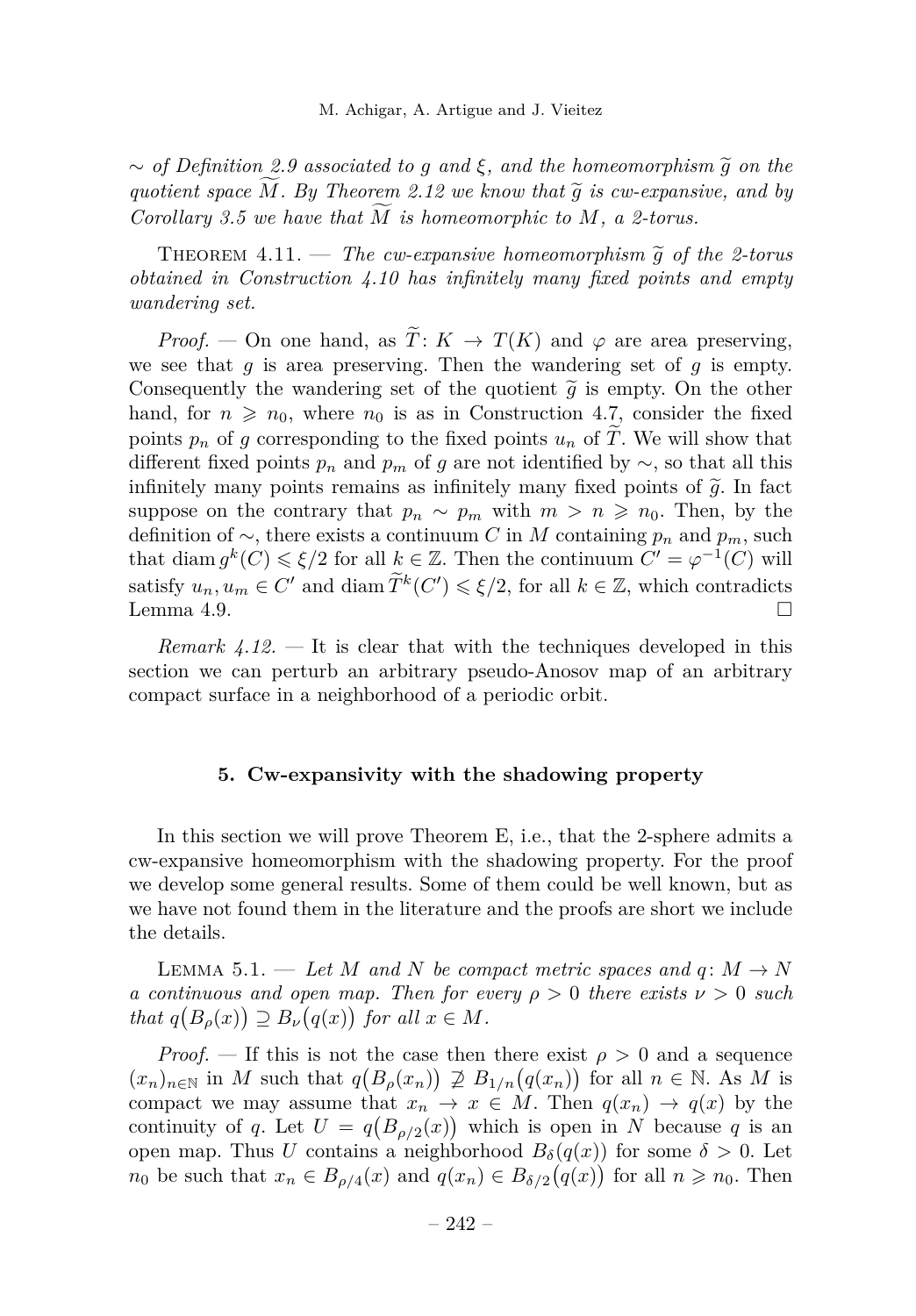*$\sim$ of Definition 2.9 associated to $g$ and $\xi$, and the homeomorphism $\widetilde{g}$ on the quotient space $\widetilde{M}$. By Theorem 2.12 we know that $\widetilde{g}$ is cw-expansive, and by Corollary 3.5 we have that $\widetilde{M}$ is homeomorphic to $M$, a 2-torus.*

Theorem 4.11. — *The cw-expansive homeomorphism $\widetilde{g}$ of the 2-torus obtained in Construction 4.10 has infinitely many fixed points and empty wandering set.*

*Proof.* — On one hand, as $\widetilde{T}\colon K \to T(K)$ and $\varphi$ are area preserving, we see that $g$ is area preserving. Then the wandering set of $g$ is empty. Consequently the wandering set of the quotient $\widetilde{g}$ is empty. On the other hand, for $n \geqslant n_0$, where $n_0$ is as in Construction 4.7, consider the fixed points $p_n$ of $g$ corresponding to the fixed points $u_n$ of $\widetilde{T}$. We will show that different fixed points $p_n$ and $p_m$ of $g$ are not identified by $\sim$, so that all this infinitely many points remains as infinitely many fixed points of $\widetilde{g}$. In fact suppose on the contrary that $p_n \sim p_m$ with $m > n \geqslant n_0$. Then, by the definition of $\sim$, there exists a continuum $C$ in $M$ containing $p_n$ and $p_m$, such that $\operatorname{diam} g^k(C) \leqslant \xi/2$ for all $k \in \mathbb{Z}$. Then the continuum $C' = \varphi^{-1}(C)$ will satisfy $u_n, u_m \in C'$ and $\operatorname{diam} \widetilde{T}^k(C') \leqslant \xi/2$, for all $k \in \mathbb{Z}$, which contradicts Lemma 4.9. □

*Remark 4.12.* — It is clear that with the techniques developed in this section we can perturb an arbitrary pseudo-Anosov map of an arbitrary compact surface in a neighborhood of a periodic orbit.

## 5. Cw-expansivity with the shadowing property

In this section we will prove Theorem E, i.e., that the 2-sphere admits a cw-expansive homeomorphism with the shadowing property. For the proof we develop some general results. Some of them could be well known, but as we have not found them in the literature and the proofs are short we include the details.

Lemma 5.1. — *Let $M$ and $N$ be compact metric spaces and $q\colon M \to N$ a continuous and open map. Then for every $\rho > 0$ there exists $\nu > 0$ such that $q\big(B_\rho(x)\big) \supseteq B_\nu\big(q(x)\big)$ for all $x \in M$.*

*Proof.* — If this is not the case then there exist $\rho > 0$ and a sequence $(x_n)_{n\in\mathbb{N}}$ in $M$ such that $q\big(B_\rho(x_n)\big) \not\supseteq B_{1/n}\big(q(x_n)\big)$ for all $n \in \mathbb{N}$. As $M$ is compact we may assume that $x_n \to x \in M$. Then $q(x_n) \to q(x)$ by the continuity of $q$. Let $U = q\big(B_{\rho/2}(x)\big)$ which is open in $N$ because $q$ is an open map. Thus $U$ contains a neighborhood $B_\delta(q(x))$ for some $\delta > 0$. Let $n_0$ be such that $x_n \in B_{\rho/4}(x)$ and $q(x_n) \in B_{\delta/2}\big(q(x)\big)$ for all $n \geqslant n_0$. Then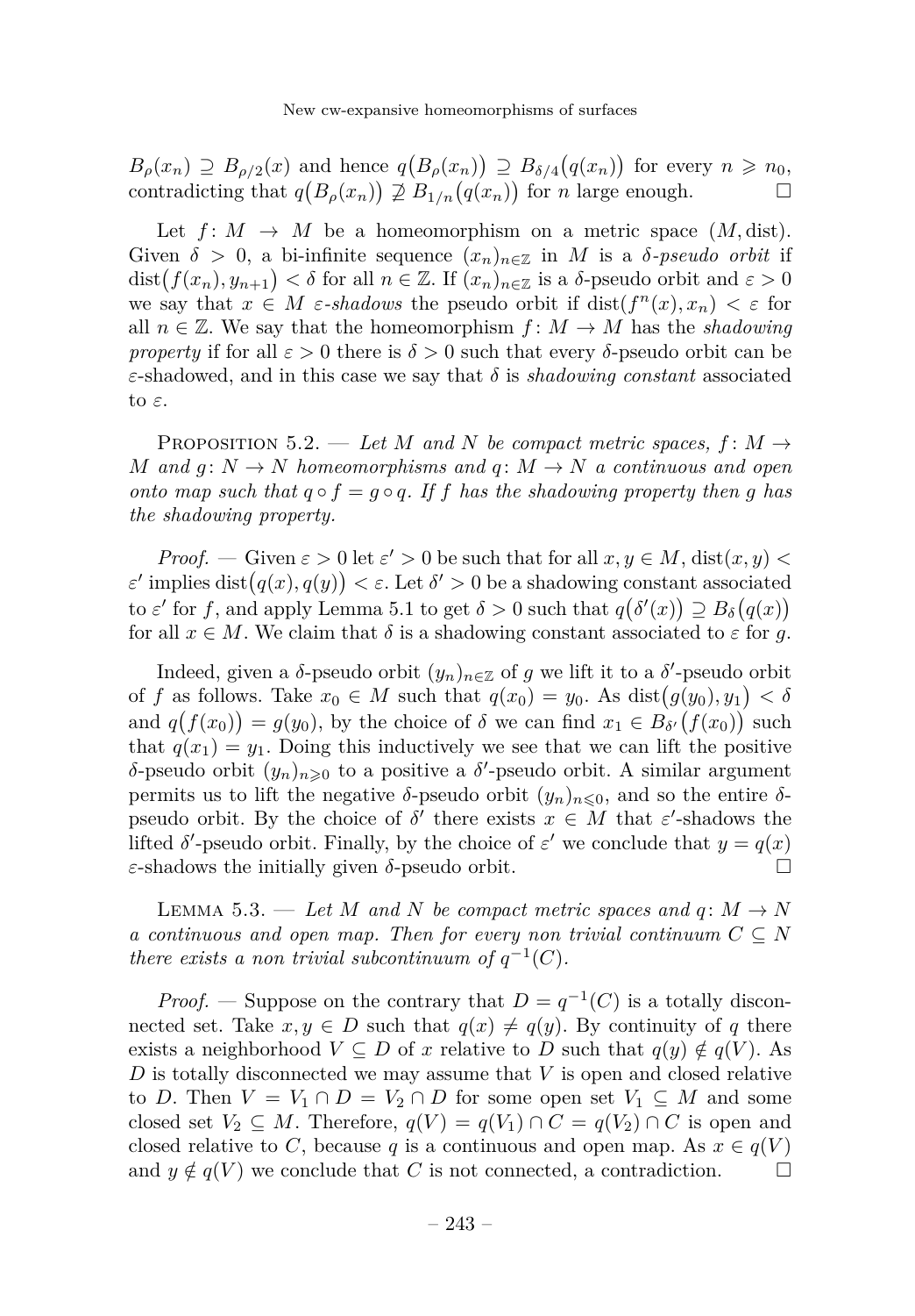$B_\rho(x_n) \supseteq B_{\rho/2}(x)$ and hence $q\big(B_\rho(x_n)\big) \supseteq B_{\delta/4}\big(q(x_n)\big)$ for every $n \geqslant n_0$, contradicting that $q\big(B_\rho(x_n)\big) \not\supseteq B_{1/n}\big(q(x_n)\big)$ for $n$ large enough. □

Let $f\colon M \to M$ be a homeomorphism on a metric space $(M, \mathrm{dist})$. Given $\delta > 0$, a bi-infinite sequence $(x_n)_{n\in\mathbb{Z}}$ in $M$ is a *$\delta$-pseudo orbit* if $\mathrm{dist}\big(f(x_n), y_{n+1}\big) < \delta$ for all $n \in \mathbb{Z}$. If $(x_n)_{n\in\mathbb{Z}}$ is a $\delta$-pseudo orbit and $\varepsilon > 0$ we say that $x \in M$ *$\varepsilon$-shadows* the pseudo orbit if $\mathrm{dist}(f^n(x), x_n) < \varepsilon$ for all $n \in \mathbb{Z}$. We say that the homeomorphism $f\colon M \to M$ has the *shadowing property* if for all $\varepsilon > 0$ there is $\delta > 0$ such that every $\delta$-pseudo orbit can be $\varepsilon$-shadowed, and in this case we say that $\delta$ is *shadowing constant* associated to $\varepsilon$.

Proposition 5.2. — *Let $M$ and $N$ be compact metric spaces, $f\colon M \to M$ and $g\colon N \to N$ homeomorphisms and $q\colon M \to N$ a continuous and open onto map such that $q \circ f = g \circ q$. If $f$ has the shadowing property then $g$ has the shadowing property.*

*Proof.* — Given $\varepsilon > 0$ let $\varepsilon' > 0$ be such that for all $x, y \in M$, $\mathrm{dist}(x, y) < \varepsilon'$ implies $\mathrm{dist}\big(q(x), q(y)\big) < \varepsilon$. Let $\delta' > 0$ be a shadowing constant associated to $\varepsilon'$ for $f$, and apply Lemma 5.1 to get $\delta > 0$ such that $q\big(\delta'(x)\big) \supseteq B_\delta\big(q(x)\big)$ for all $x \in M$. We claim that $\delta$ is a shadowing constant associated to $\varepsilon$ for $g$.

Indeed, given a $\delta$-pseudo orbit $(y_n)_{n\in\mathbb{Z}}$ of $g$ we lift it to a $\delta'$-pseudo orbit of $f$ as follows. Take $x_0 \in M$ such that $q(x_0) = y_0$. As $\mathrm{dist}\big(g(y_0), y_1\big) < \delta$ and $q\big(f(x_0)\big) = g(y_0)$, by the choice of $\delta$ we can find $x_1 \in B_{\delta'}\big(f(x_0)\big)$ such that $q(x_1) = y_1$. Doing this inductively we see that we can lift the positive $\delta$-pseudo orbit $(y_n)_{n\geqslant 0}$ to a positive a $\delta'$-pseudo orbit. A similar argument permits us to lift the negative $\delta$-pseudo orbit $(y_n)_{n\leqslant 0}$, and so the entire $\delta$-pseudo orbit. By the choice of $\delta'$ there exists $x \in M$ that $\varepsilon'$-shadows the lifted $\delta'$-pseudo orbit. Finally, by the choice of $\varepsilon'$ we conclude that $y = q(x)$ $\varepsilon$-shadows the initially given $\delta$-pseudo orbit. □

Lemma 5.3. — *Let $M$ and $N$ be compact metric spaces and $q\colon M \to N$ a continuous and open map. Then for every non trivial continuum $C \subseteq N$ there exists a non trivial subcontinuum of $q^{-1}(C)$.*

*Proof.* — Suppose on the contrary that $D = q^{-1}(C)$ is a totally disconnected set. Take $x, y \in D$ such that $q(x) \neq q(y)$. By continuity of $q$ there exists a neighborhood $V \subseteq D$ of $x$ relative to $D$ such that $q(y) \notin q(V)$. As $D$ is totally disconnected we may assume that $V$ is open and closed relative to $D$. Then $V = V_1 \cap D = V_2 \cap D$ for some open set $V_1 \subseteq M$ and some closed set $V_2 \subseteq M$. Therefore, $q(V) = q(V_1) \cap C = q(V_2) \cap C$ is open and closed relative to $C$, because $q$ is a continuous and open map. As $x \in q(V)$ and $y \notin q(V)$ we conclude that $C$ is not connected, a contradiction. □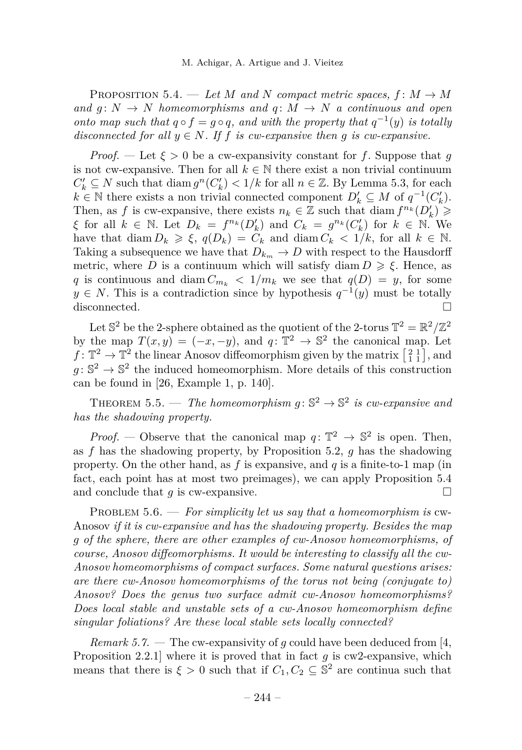Proposition 5.4. — *Let $M$ and $N$ compact metric spaces, $f\colon M \to M$ and $g\colon N \to N$ homeomorphisms and $q\colon M \to N$ a continuous and open onto map such that $q \circ f = g \circ q$, and with the property that $q^{-1}(y)$ is totally disconnected for all $y \in N$. If $f$ is cw-expansive then $g$ is cw-expansive.*

*Proof.* — Let $\xi > 0$ be a cw-expansivity constant for $f$. Suppose that $g$ is not cw-expansive. Then for all $k \in \mathbb{N}$ there exist a non trivial continuum $C'_k \subseteq N$ such that $\operatorname{diam} g^n(C'_k) < 1/k$ for all $n \in \mathbb{Z}$. By Lemma 5.3, for each $k \in \mathbb{N}$ there exists a non trivial connected component $D'_k \subseteq M$ of $q^{-1}(C'_k)$. Then, as $f$ is cw-expansive, there exists $n_k \in \mathbb{Z}$ such that $\operatorname{diam} f^{n_k}(D'_k) \geqslant \xi$ for all $k \in \mathbb{N}$. Let $D_k = f^{n_k}(D'_k)$ and $C_k = g^{n_k}(C'_k)$ for $k \in \mathbb{N}$. We have that $\operatorname{diam} D_k \geqslant \xi$, $q(D_k) = C_k$ and $\operatorname{diam} C_k < 1/k$, for all $k \in \mathbb{N}$. Taking a subsequence we have that $D_{k_m} \to D$ with respect to the Hausdorff metric, where $D$ is a continuum which will satisfy $\operatorname{diam} D \geqslant \xi$. Hence, as $q$ is continuous and $\operatorname{diam} C_{m_k} < 1/m_k$ we see that $q(D) = y$, for some $y \in N$. This is a contradiction since by hypothesis $q^{-1}(y)$ must be totally disconnected. □

Let $\mathbb{S}^2$ be the 2-sphere obtained as the quotient of the 2-torus $\mathbb{T}^2 = \mathbb{R}^2/\mathbb{Z}^2$ by the map $T(x, y) = (-x, -y)$, and $q\colon \mathbb{T}^2 \to \mathbb{S}^2$ the canonical map. Let $f\colon \mathbb{T}^2 \to \mathbb{T}^2$ the linear Anosov diffeomorphism given by the matrix $\left[\begin{smallmatrix} 2 & 1 \\ 1 & 1 \end{smallmatrix}\right]$, and $g\colon \mathbb{S}^2 \to \mathbb{S}^2$ the induced homeomorphism. More details of this construction can be found in [26, Example 1, p. 140].

Theorem 5.5. — *The homeomorphism $g\colon \mathbb{S}^2 \to \mathbb{S}^2$ is cw-expansive and has the shadowing property.*

*Proof.* — Observe that the canonical map $q\colon \mathbb{T}^2 \to \mathbb{S}^2$ is open. Then, as $f$ has the shadowing property, by Proposition 5.2, $g$ has the shadowing property. On the other hand, as $f$ is expansive, and $q$ is a finite-to-1 map (in fact, each point has at most two preimages), we can apply Proposition 5.4 and conclude that $g$ is cw-expansive. □

Problem 5.6. — *For simplicity let us say that a homeomorphism is* cw-Anosov *if it is cw-expansive and has the shadowing property. Besides the map $g$ of the sphere, there are other examples of cw-Anosov homeomorphisms, of course, Anosov diffeomorphisms. It would be interesting to classify all the cw-Anosov homeomorphisms of compact surfaces. Some natural questions arises: are there cw-Anosov homeomorphisms of the torus not being (conjugate to) Anosov? Does the genus two surface admit cw-Anosov homeomorphisms? Does local stable and unstable sets of a cw-Anosov homeomorphism define singular foliations? Are these local stable sets locally connected?*

*Remark 5.7.* — The cw-expansivity of $g$ could have been deduced from [4, Proposition 2.2.1] where it is proved that in fact $g$ is cw2-expansive, which means that there is $\xi > 0$ such that if $C_1, C_2 \subseteq \mathbb{S}^2$ are continua such that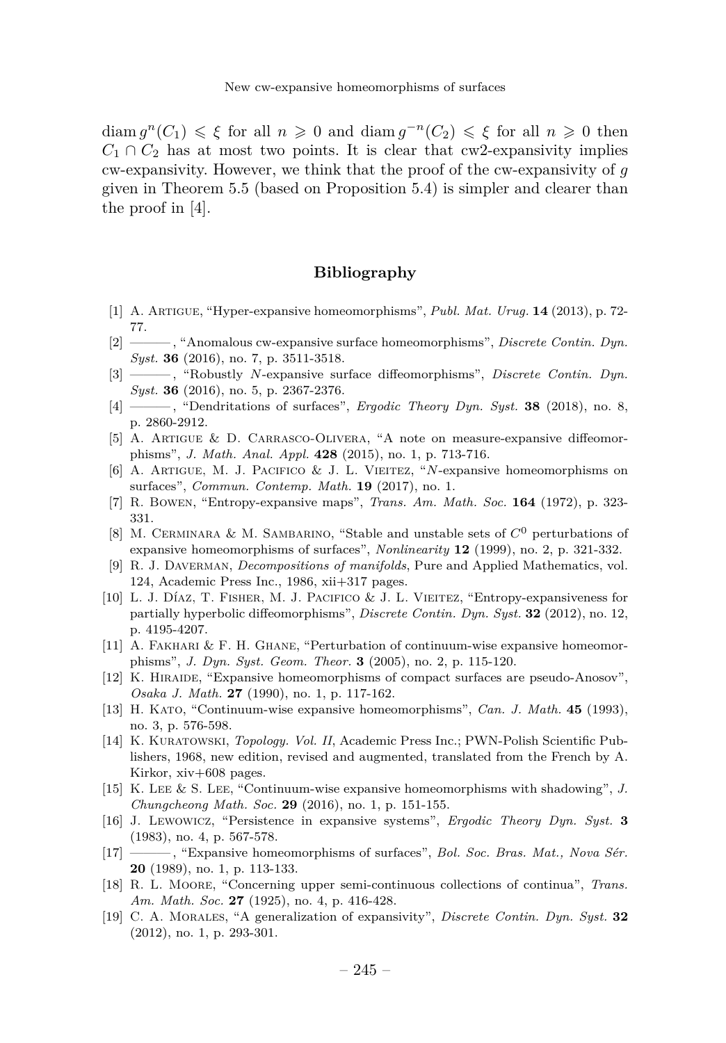$\operatorname{diam} g^n(C_1) \leqslant \xi$ for all $n \geqslant 0$ and $\operatorname{diam} g^{-n}(C_2) \leqslant \xi$ for all $n \geqslant 0$ then $C_1 \cap C_2$ has at most two points. It is clear that cw2-expansivity implies cw-expansivity. However, we think that the proof of the cw-expansivity of $g$ given in Theorem 5.5 (based on Proposition 5.4) is simpler and clearer than the proof in [4].

## Bibliography

[1] A. Artigue, "Hyper-expansive homeomorphisms", *Publ. Mat. Urug.* **14** (2013), p. 72-77.

[2] ———, "Anomalous cw-expansive surface homeomorphisms", *Discrete Contin. Dyn. Syst.* **36** (2016), no. 7, p. 3511-3518.

[3] ———, "Robustly $N$-expansive surface diffeomorphisms", *Discrete Contin. Dyn. Syst.* **36** (2016), no. 5, p. 2367-2376.

[4] ———, "Dendritations of surfaces", *Ergodic Theory Dyn. Syst.* **38** (2018), no. 8, p. 2860-2912.

[5] A. Artigue & D. Carrasco-Olivera, "A note on measure-expansive diffeomorphisms", *J. Math. Anal. Appl.* **428** (2015), no. 1, p. 713-716.

[6] A. Artigue, M. J. Pacifico & J. L. Vieitez, "$N$-expansive homeomorphisms on surfaces", *Commun. Contemp. Math.* **19** (2017), no. 1.

[7] R. Bowen, "Entropy-expansive maps", *Trans. Am. Math. Soc.* **164** (1972), p. 323-331.

[8] M. Cerminara & M. Sambarino, "Stable and unstable sets of $C^0$ perturbations of expansive homeomorphisms of surfaces", *Nonlinearity* **12** (1999), no. 2, p. 321-332.

[9] R. J. Daverman, *Decompositions of manifolds*, Pure and Applied Mathematics, vol. 124, Academic Press Inc., 1986, xii+317 pages.

[10] L. J. Díaz, T. Fisher, M. J. Pacifico & J. L. Vieitez, "Entropy-expansiveness for partially hyperbolic diffeomorphisms", *Discrete Contin. Dyn. Syst.* **32** (2012), no. 12, p. 4195-4207.

[11] A. Fakhari & F. H. Ghane, "Perturbation of continuum-wise expansive homeomorphisms", *J. Dyn. Syst. Geom. Theor.* **3** (2005), no. 2, p. 115-120.

[12] K. Hiraide, "Expansive homeomorphisms of compact surfaces are pseudo-Anosov", *Osaka J. Math.* **27** (1990), no. 1, p. 117-162.

[13] H. Kato, "Continuum-wise expansive homeomorphisms", *Can. J. Math.* **45** (1993), no. 3, p. 576-598.

[14] K. Kuratowski, *Topology. Vol. II*, Academic Press Inc.; PWN-Polish Scientific Publishers, 1968, new edition, revised and augmented, translated from the French by A. Kirkor, xiv+608 pages.

[15] K. Lee & S. Lee, "Continuum-wise expansive homeomorphisms with shadowing", *J. Chungcheong Math. Soc.* **29** (2016), no. 1, p. 151-155.

[16] J. Lewowicz, "Persistence in expansive systems", *Ergodic Theory Dyn. Syst.* **3** (1983), no. 4, p. 567-578.

[17] ———, "Expansive homeomorphisms of surfaces", *Bol. Soc. Bras. Mat., Nova Sér.* **20** (1989), no. 1, p. 113-133.

[18] R. L. Moore, "Concerning upper semi-continuous collections of continua", *Trans. Am. Math. Soc.* **27** (1925), no. 4, p. 416-428.

[19] C. A. Morales, "A generalization of expansivity", *Discrete Contin. Dyn. Syst.* **32** (2012), no. 1, p. 293-301.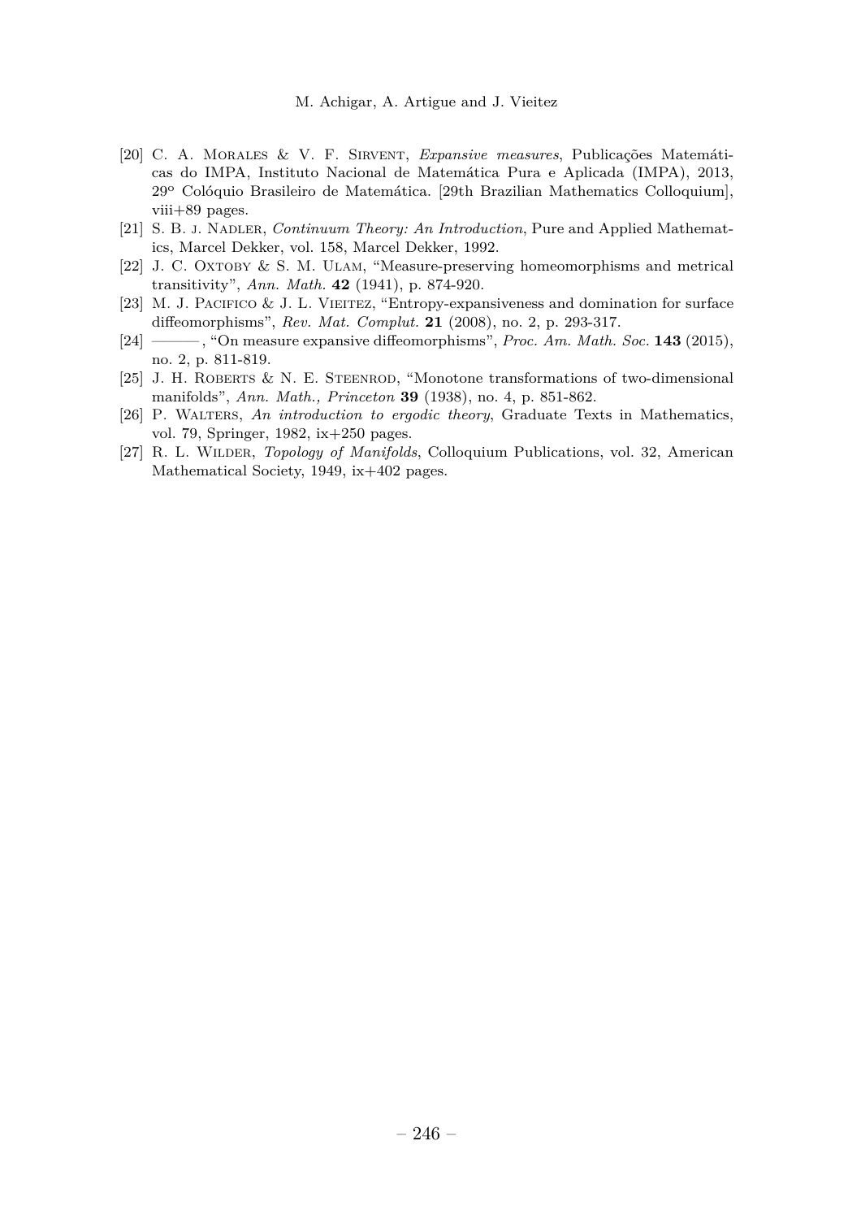[20] C. A. Morales & V. F. Sirvent, *Expansive measures*, Publicações Matemáticas do IMPA, Instituto Nacional de Matemática Pura e Aplicada (IMPA), 2013, 29º Colóquio Brasileiro de Matemática. [29th Brazilian Mathematics Colloquium], viii+89 pages.

[21] S. B. j. Nadler, *Continuum Theory: An Introduction*, Pure and Applied Mathematics, Marcel Dekker, vol. 158, Marcel Dekker, 1992.

[22] J. C. Oxtoby & S. M. Ulam, "Measure-preserving homeomorphisms and metrical transitivity", *Ann. Math.* **42** (1941), p. 874-920.

[23] M. J. Pacifico & J. L. Vieitez, "Entropy-expansiveness and domination for surface diffeomorphisms", *Rev. Mat. Complut.* **21** (2008), no. 2, p. 293-317.

[24] ———, "On measure expansive diffeomorphisms", *Proc. Am. Math. Soc.* **143** (2015), no. 2, p. 811-819.

[25] J. H. Roberts & N. E. Steenrod, "Monotone transformations of two-dimensional manifolds", *Ann. Math., Princeton* **39** (1938), no. 4, p. 851-862.

[26] P. Walters, *An introduction to ergodic theory*, Graduate Texts in Mathematics, vol. 79, Springer, 1982, ix+250 pages.

[27] R. L. Wilder, *Topology of Manifolds*, Colloquium Publications, vol. 32, American Mathematical Society, 1949, ix+402 pages.